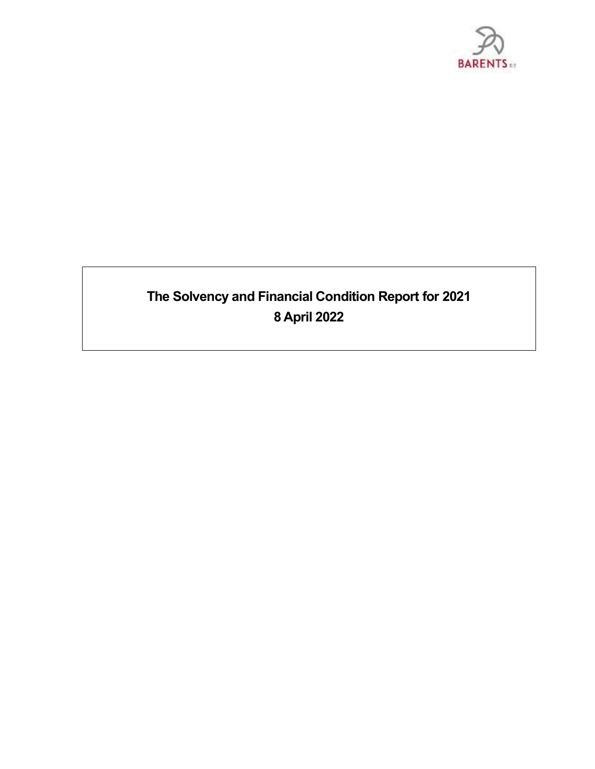BARENTS RE

# The Solvency and Financial Condition Report for 2021

**8 April 2022**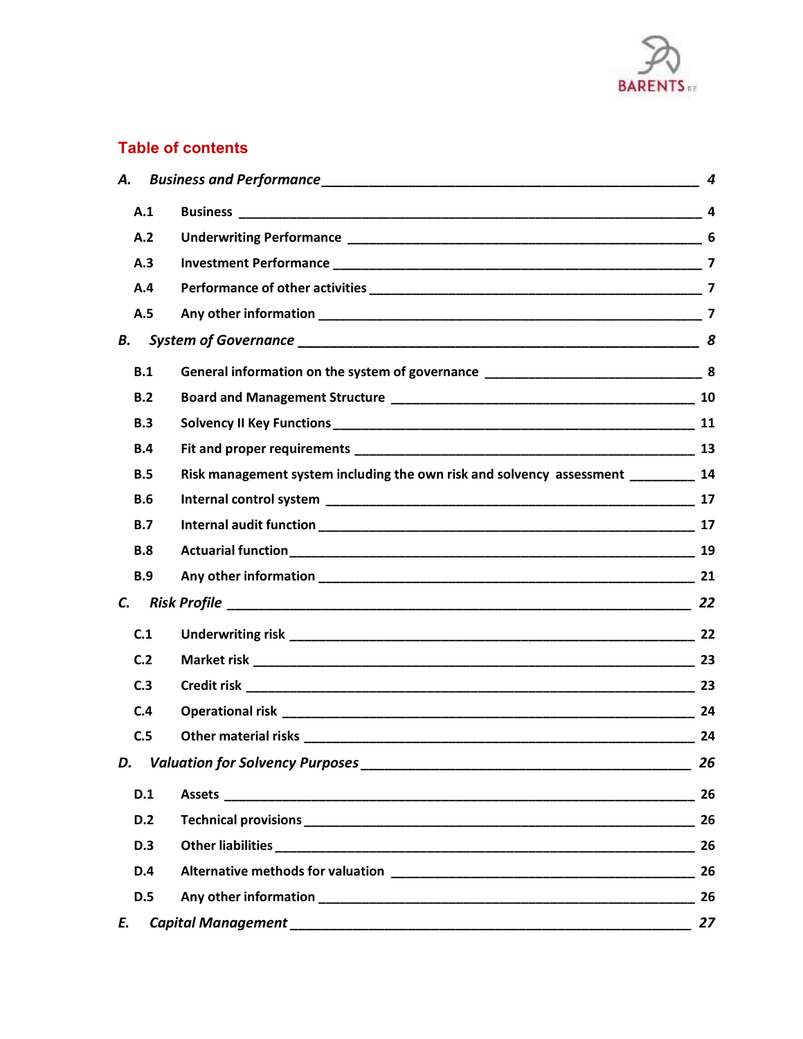## Table of contents

*A. Business and Performance* — *4*

- **A.1 Business** — 4
- **A.2 Underwriting Performance** — 6
- **A.3 Investment Performance** — 7
- **A.4 Performance of other activities** — 7
- **A.5 Any other information** — 7

*B. System of Governance* — *8*

- **B.1 General information on the system of governance** — 8
- **B.2 Board and Management Structure** — 10
- **B.3 Solvency II Key Functions** — 11
- **B.4 Fit and proper requirements** — 13
- **B.5 Risk management system including the own risk and solvency assessment** — 14
- **B.6 Internal control system** — 17
- **B.7 Internal audit function** — 17
- **B.8 Actuarial function** — 19
- **B.9 Any other information** — 21

*C. Risk Profile* — *22*

- **C.1 Underwriting risk** — 22
- **C.2 Market risk** — 23
- **C.3 Credit risk** — 23
- **C.4 Operational risk** — 24
- **C.5 Other material risks** — 24

*D. Valuation for Solvency Purposes* — *26*

- **D.1 Assets** — 26
- **D.2 Technical provisions** — 26
- **D.3 Other liabilities** — 26
- **D.4 Alternative methods for valuation** — 26
- **D.5 Any other information** — 26

*E. Capital Management* — *27*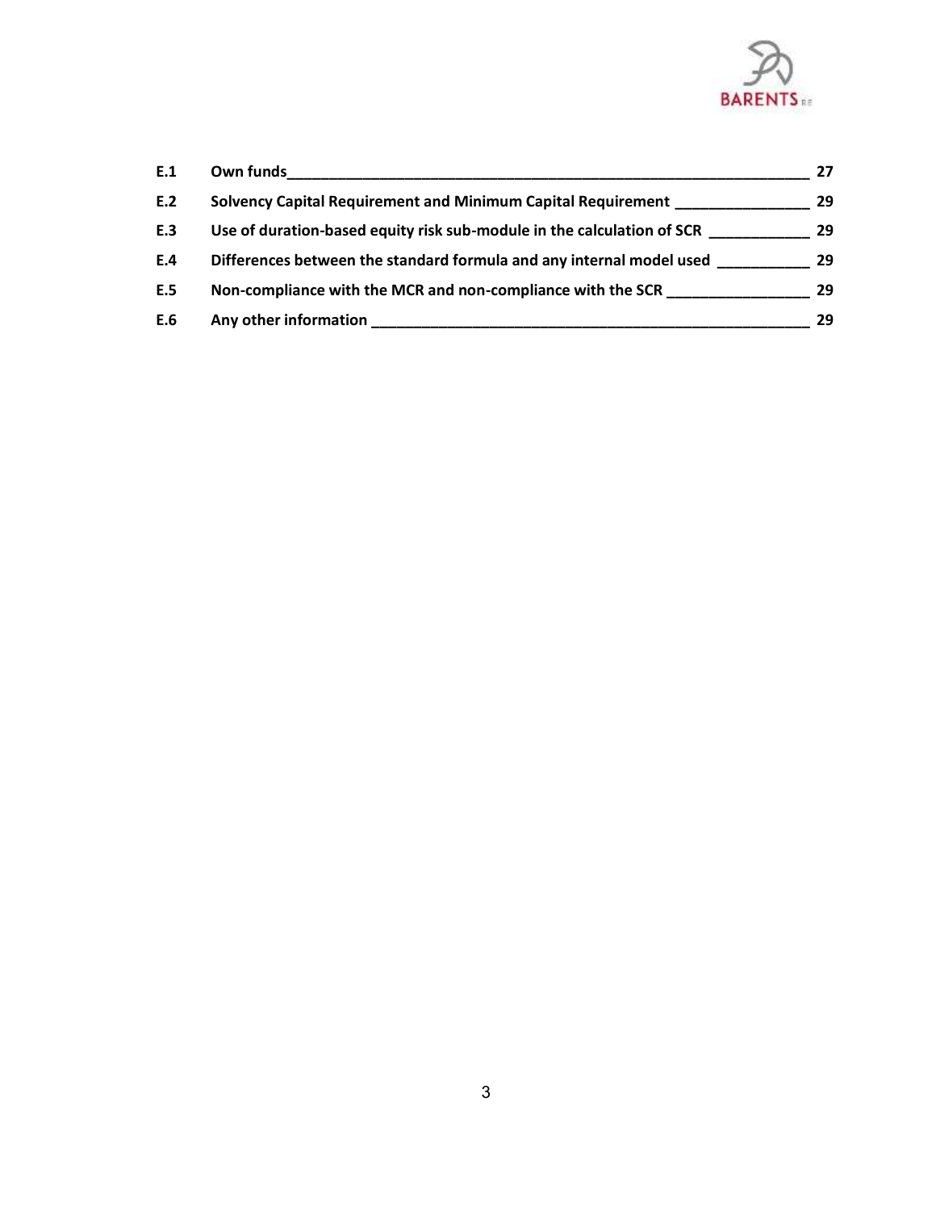| | | |
|---|---|---|
| **E.1** | **Own funds** | **27** |
| **E.2** | **Solvency Capital Requirement and Minimum Capital Requirement** | **29** |
| **E.3** | **Use of duration-based equity risk sub-module in the calculation of SCR** | **29** |
| **E.4** | **Differences between the standard formula and any internal model used** | **29** |
| **E.5** | **Non-compliance with the MCR and non-compliance with the SCR** | **29** |
| **E.6** | **Any other information** | **29** |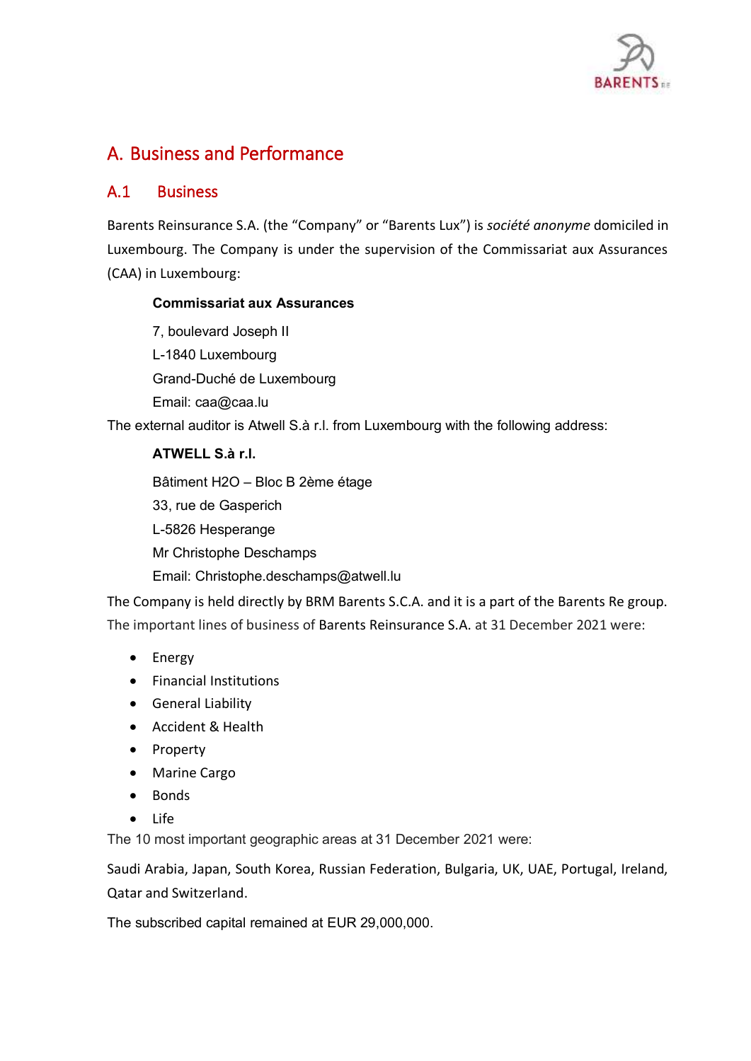# A. Business and Performance

## A.1 Business

Barents Reinsurance S.A. (the "Company" or "Barents Lux") is *société anonyme* domiciled in Luxembourg. The Company is under the supervision of the Commissariat aux Assurances (CAA) in Luxembourg:

**Commissariat aux Assurances**

7, boulevard Joseph II

L-1840 Luxembourg

Grand-Duché de Luxembourg

Email: caa@caa.lu

The external auditor is Atwell S.à r.l. from Luxembourg with the following address:

**ATWELL S.à r.l.**

Bâtiment H2O – Bloc B 2ème étage

33, rue de Gasperich

L-5826 Hesperange

Mr Christophe Deschamps

Email: Christophe.deschamps@atwell.lu

The Company is held directly by BRM Barents S.C.A. and it is a part of the Barents Re group. The important lines of business of Barents Reinsurance S.A. at 31 December 2021 were:

- Energy
- Financial Institutions
- General Liability
- Accident & Health
- Property
- Marine Cargo
- Bonds
- Life

The 10 most important geographic areas at 31 December 2021 were:

Saudi Arabia, Japan, South Korea, Russian Federation, Bulgaria, UK, UAE, Portugal, Ireland, Qatar and Switzerland.

The subscribed capital remained at EUR 29,000,000.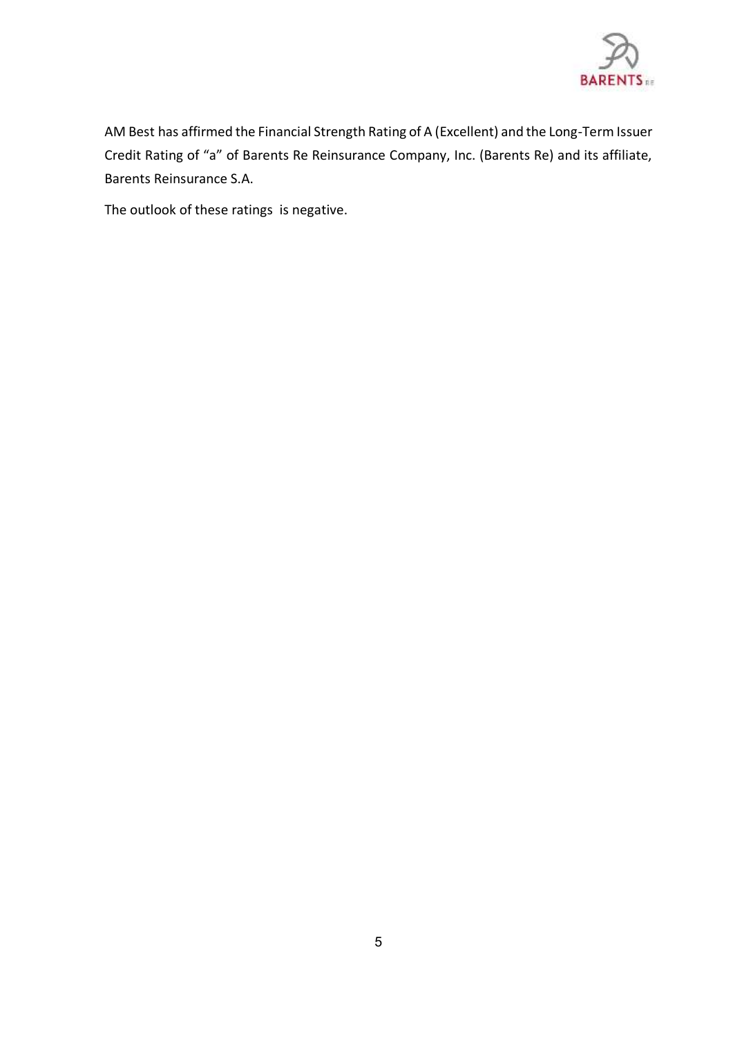AM Best has affirmed the Financial Strength Rating of A (Excellent) and the Long-Term Issuer Credit Rating of “a” of Barents Re Reinsurance Company, Inc. (Barents Re) and its affiliate, Barents Reinsurance S.A.

The outlook of these ratings is negative.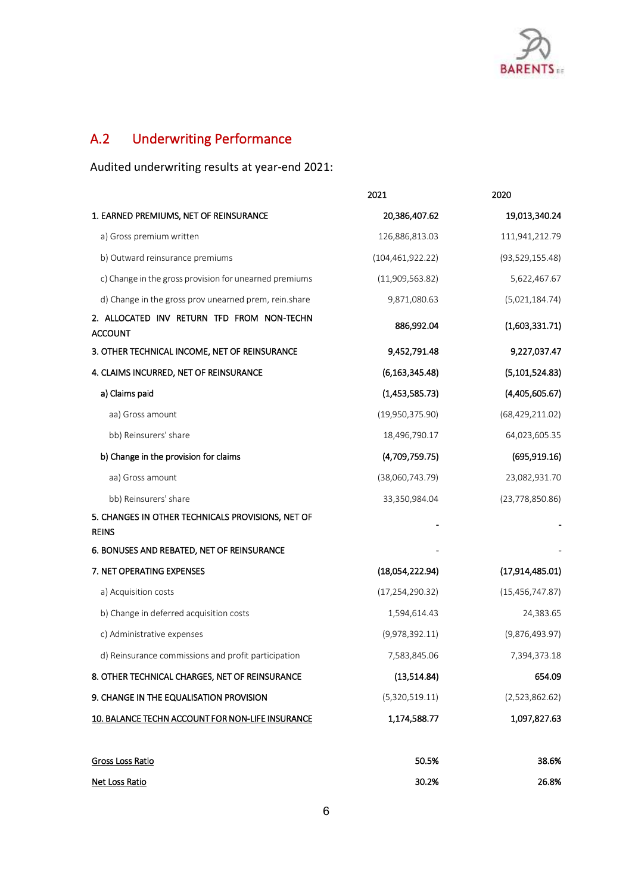## A.2 Underwriting Performance

Audited underwriting results at year-end 2021:

| | 2021 | 2020 |
|---|---|---|
| **1. EARNED PREMIUMS, NET OF REINSURANCE** | **20,386,407.62** | **19,013,340.24** |
| a) Gross premium written | 126,886,813.03 | 111,941,212.79 |
| b) Outward reinsurance premiums | (104,461,922.22) | (93,529,155.48) |
| c) Change in the gross provision for unearned premiums | (11,909,563.82) | 5,622,467.67 |
| d) Change in the gross prov unearned prem, rein.share | 9,871,080.63 | (5,021,184.74) |
| **2. ALLOCATED INV RETURN TFD FROM NON-TECHN ACCOUNT** | **886,992.04** | **(1,603,331.71)** |
| **3. OTHER TECHNICAL INCOME, NET OF REINSURANCE** | **9,452,791.48** | **9,227,037.47** |
| **4. CLAIMS INCURRED, NET OF REINSURANCE** | **(6,163,345.48)** | **(5,101,524.83)** |
| **a) Claims paid** | **(1,453,585.73)** | **(4,405,605.67)** |
| aa) Gross amount | (19,950,375.90) | (68,429,211.02) |
| bb) Reinsurers' share | 18,496,790.17 | 64,023,605.35 |
| **b) Change in the provision for claims** | **(4,709,759.75)** | **(695,919.16)** |
| aa) Gross amount | (38,060,743.79) | 23,082,931.70 |
| bb) Reinsurers' share | 33,350,984.04 | (23,778,850.86) |
| **5. CHANGES IN OTHER TECHNICALS PROVISIONS, NET OF REINS** | - | - |
| **6. BONUSES AND REBATED, NET OF REINSURANCE** | - | - |
| **7. NET OPERATING EXPENSES** | **(18,054,222.94)** | **(17,914,485.01)** |
| a) Acquisition costs | (17,254,290.32) | (15,456,747.87) |
| b) Change in deferred acquisition costs | 1,594,614.43 | 24,383.65 |
| c) Administrative expenses | (9,978,392.11) | (9,876,493.97) |
| d) Reinsurance commissions and profit participation | 7,583,845.06 | 7,394,373.18 |
| **8. OTHER TECHNICAL CHARGES, NET OF REINSURANCE** | **(13,514.84)** | **654.09** |
| **9. CHANGE IN THE EQUALISATION PROVISION** | (5,320,519.11) | (2,523,862.62) |
| **10. BALANCE TECHN ACCOUNT FOR NON-LIFE INSURANCE** | **1,174,588.77** | **1,097,827.63** |
| | | |
| **Gross Loss Ratio** | **50.5%** | **38.6%** |
| **Net Loss Ratio** | **30.2%** | **26.8%** |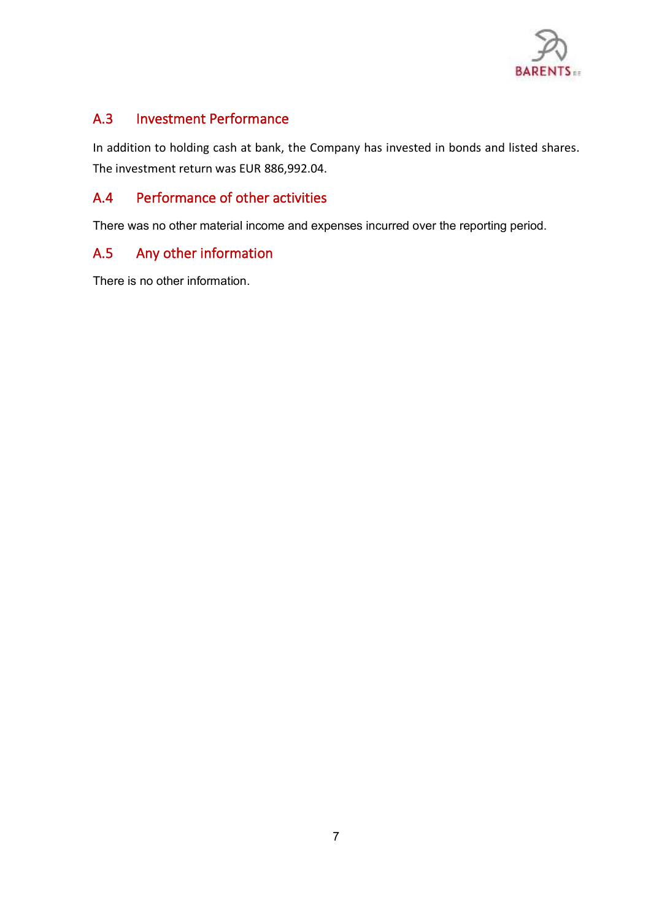## A.3 Investment Performance

In addition to holding cash at bank, the Company has invested in bonds and listed shares. The investment return was EUR 886,992.04.

## A.4 Performance of other activities

There was no other material income and expenses incurred over the reporting period.

## A.5 Any other information

There is no other information.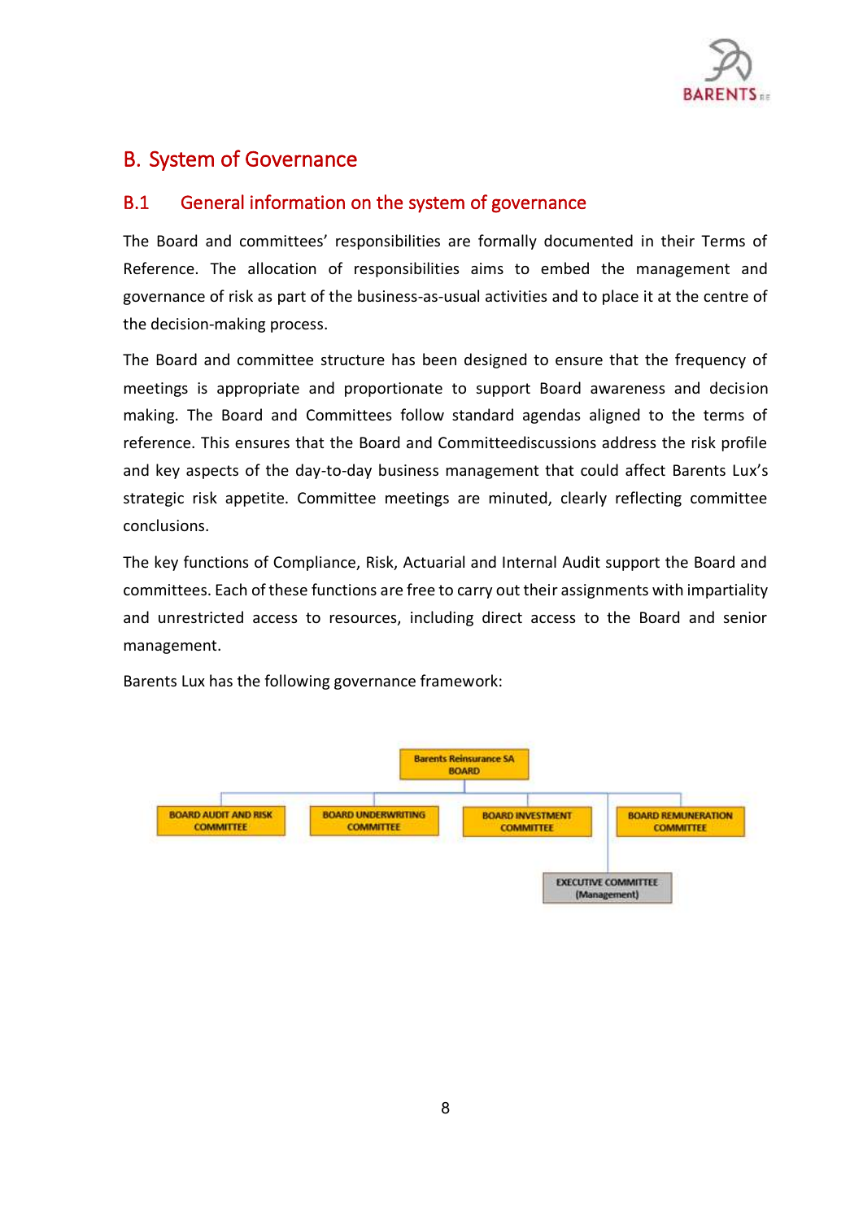# B. System of Governance

## B.1 General information on the system of governance

The Board and committees' responsibilities are formally documented in their Terms of Reference. The allocation of responsibilities aims to embed the management and governance of risk as part of the business-as-usual activities and to place it at the centre of the decision-making process.

The Board and committee structure has been designed to ensure that the frequency of meetings is appropriate and proportionate to support Board awareness and decision making. The Board and Committees follow standard agendas aligned to the terms of reference. This ensures that the Board and Committeediscussions address the risk profile and key aspects of the day-to-day business management that could affect Barents Lux's strategic risk appetite. Committee meetings are minuted, clearly reflecting committee conclusions.

The key functions of Compliance, Risk, Actuarial and Internal Audit support the Board and committees. Each of these functions are free to carry out their assignments with impartiality and unrestricted access to resources, including direct access to the Board and senior management.

Barents Lux has the following governance framework:

- Barents Reinsurance SA BOARD
  - BOARD AUDIT AND RISK COMMITTEE
  - BOARD UNDERWRITING COMMITTEE
  - BOARD INVESTMENT COMMITTEE
  - BOARD REMUNERATION COMMITTEE
  - EXECUTIVE COMMITTEE (Management)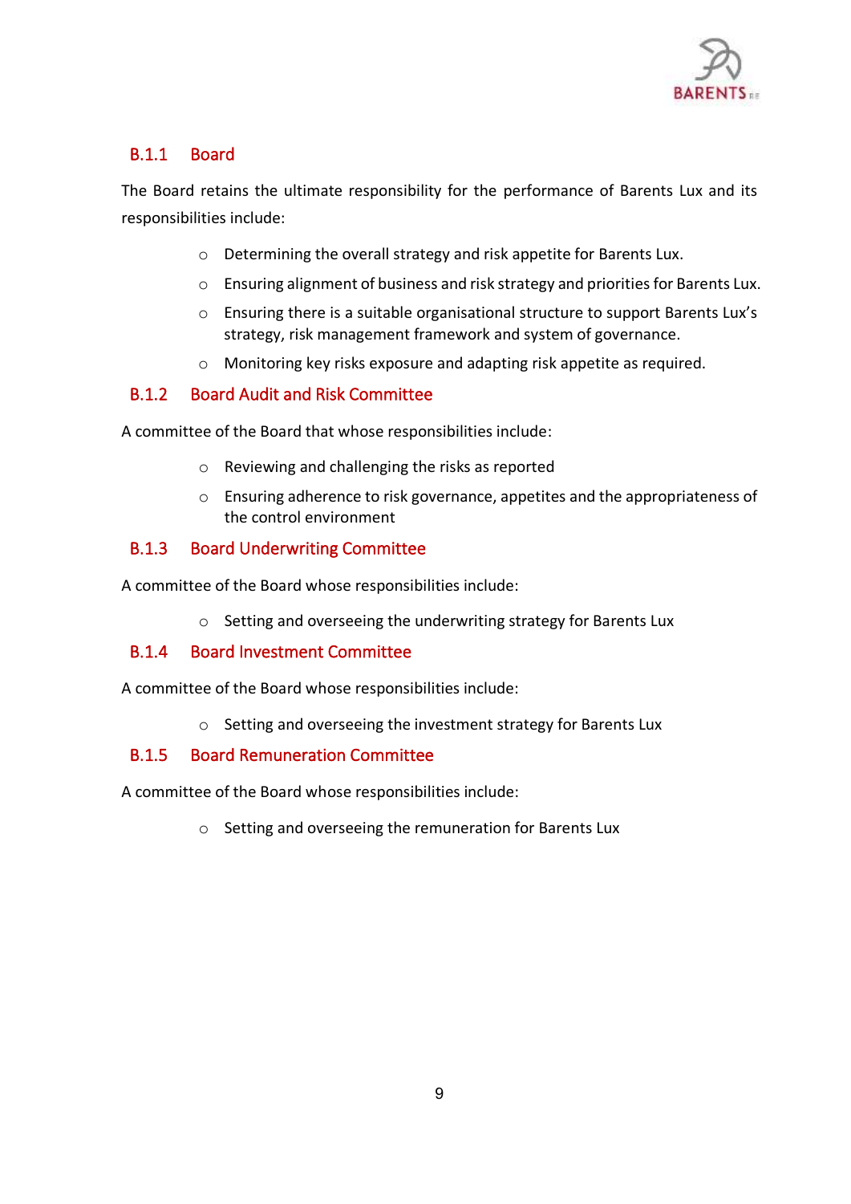### B.1.1 Board

The Board retains the ultimate responsibility for the performance of Barents Lux and its responsibilities include:

- Determining the overall strategy and risk appetite for Barents Lux.
- Ensuring alignment of business and risk strategy and priorities for Barents Lux.
- Ensuring there is a suitable organisational structure to support Barents Lux's strategy, risk management framework and system of governance.
- Monitoring key risks exposure and adapting risk appetite as required.

### B.1.2 Board Audit and Risk Committee

A committee of the Board that whose responsibilities include:

- Reviewing and challenging the risks as reported
- Ensuring adherence to risk governance, appetites and the appropriateness of the control environment

### B.1.3 Board Underwriting Committee

A committee of the Board whose responsibilities include:

- Setting and overseeing the underwriting strategy for Barents Lux

### B.1.4 Board Investment Committee

A committee of the Board whose responsibilities include:

- Setting and overseeing the investment strategy for Barents Lux

### B.1.5 Board Remuneration Committee

A committee of the Board whose responsibilities include:

- Setting and overseeing the remuneration for Barents Lux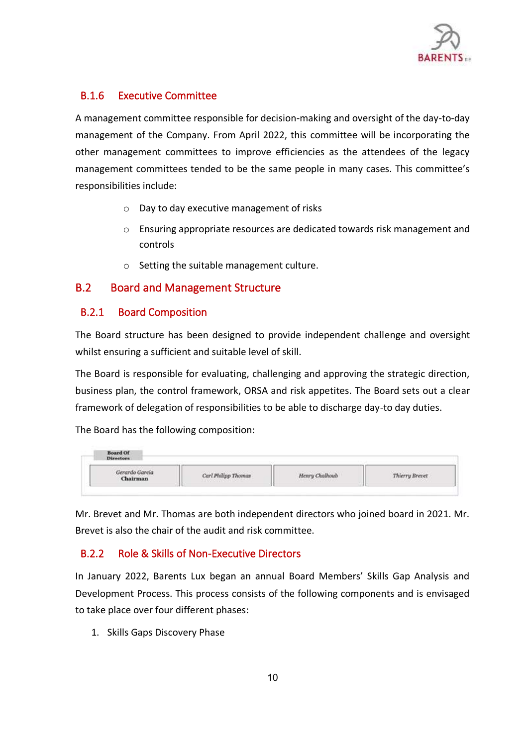### B.1.6 Executive Committee

A management committee responsible for decision-making and oversight of the day-to-day management of the Company. From April 2022, this committee will be incorporating the other management committees to improve efficiencies as the attendees of the legacy management committees tended to be the same people in many cases. This committee's responsibilities include:

- Day to day executive management of risks
- Ensuring appropriate resources are dedicated towards risk management and controls
- Setting the suitable management culture.

## B.2 Board and Management Structure

### B.2.1 Board Composition

The Board structure has been designed to provide independent challenge and oversight whilst ensuring a sufficient and suitable level of skill.

The Board is responsible for evaluating, challenging and approving the strategic direction, business plan, the control framework, ORSA and risk appetites. The Board sets out a clear framework of delegation of responsibilities to be able to discharge day-to day duties.

The Board has the following composition:

| Board Of Directors | | | |
|---|---|---|---|
| Gerardo Garcia Chairman | Carl Philipp Thomas | Henry Chalhoub | Thierry Brevet |

Mr. Brevet and Mr. Thomas are both independent directors who joined board in 2021. Mr. Brevet is also the chair of the audit and risk committee.

### B.2.2 Role & Skills of Non-Executive Directors

In January 2022, Barents Lux began an annual Board Members' Skills Gap Analysis and Development Process. This process consists of the following components and is envisaged to take place over four different phases:

1. Skills Gaps Discovery Phase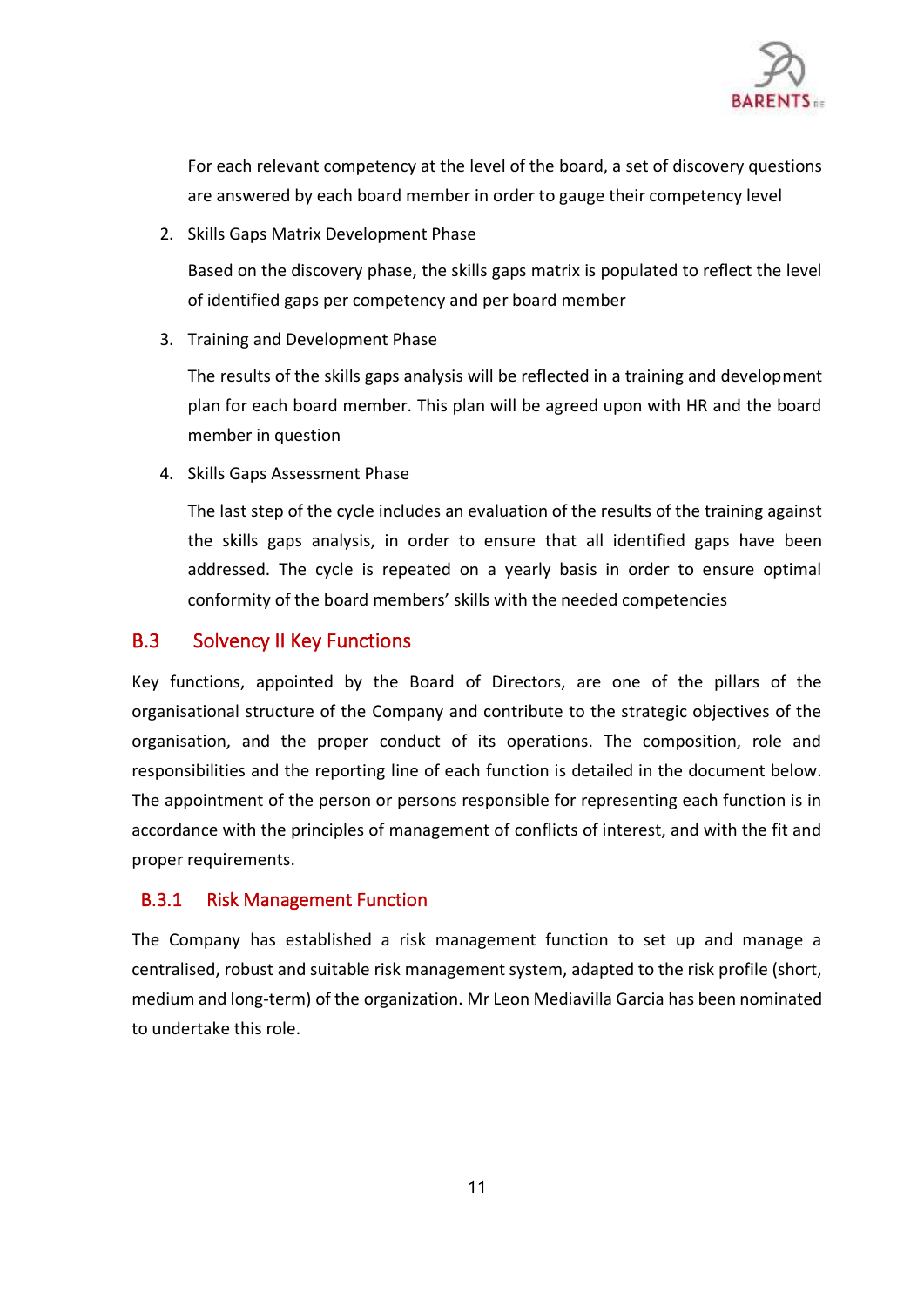For each relevant competency at the level of the board, a set of discovery questions are answered by each board member in order to gauge their competency level

2. Skills Gaps Matrix Development Phase

   Based on the discovery phase, the skills gaps matrix is populated to reflect the level of identified gaps per competency and per board member

3. Training and Development Phase

   The results of the skills gaps analysis will be reflected in a training and development plan for each board member. This plan will be agreed upon with HR and the board member in question

4. Skills Gaps Assessment Phase

   The last step of the cycle includes an evaluation of the results of the training against the skills gaps analysis, in order to ensure that all identified gaps have been addressed. The cycle is repeated on a yearly basis in order to ensure optimal conformity of the board members' skills with the needed competencies

## B.3 Solvency II Key Functions

Key functions, appointed by the Board of Directors, are one of the pillars of the organisational structure of the Company and contribute to the strategic objectives of the organisation, and the proper conduct of its operations. The composition, role and responsibilities and the reporting line of each function is detailed in the document below. The appointment of the person or persons responsible for representing each function is in accordance with the principles of management of conflicts of interest, and with the fit and proper requirements.

### B.3.1 Risk Management Function

The Company has established a risk management function to set up and manage a centralised, robust and suitable risk management system, adapted to the risk profile (short, medium and long-term) of the organization. Mr Leon Mediavilla Garcia has been nominated to undertake this role.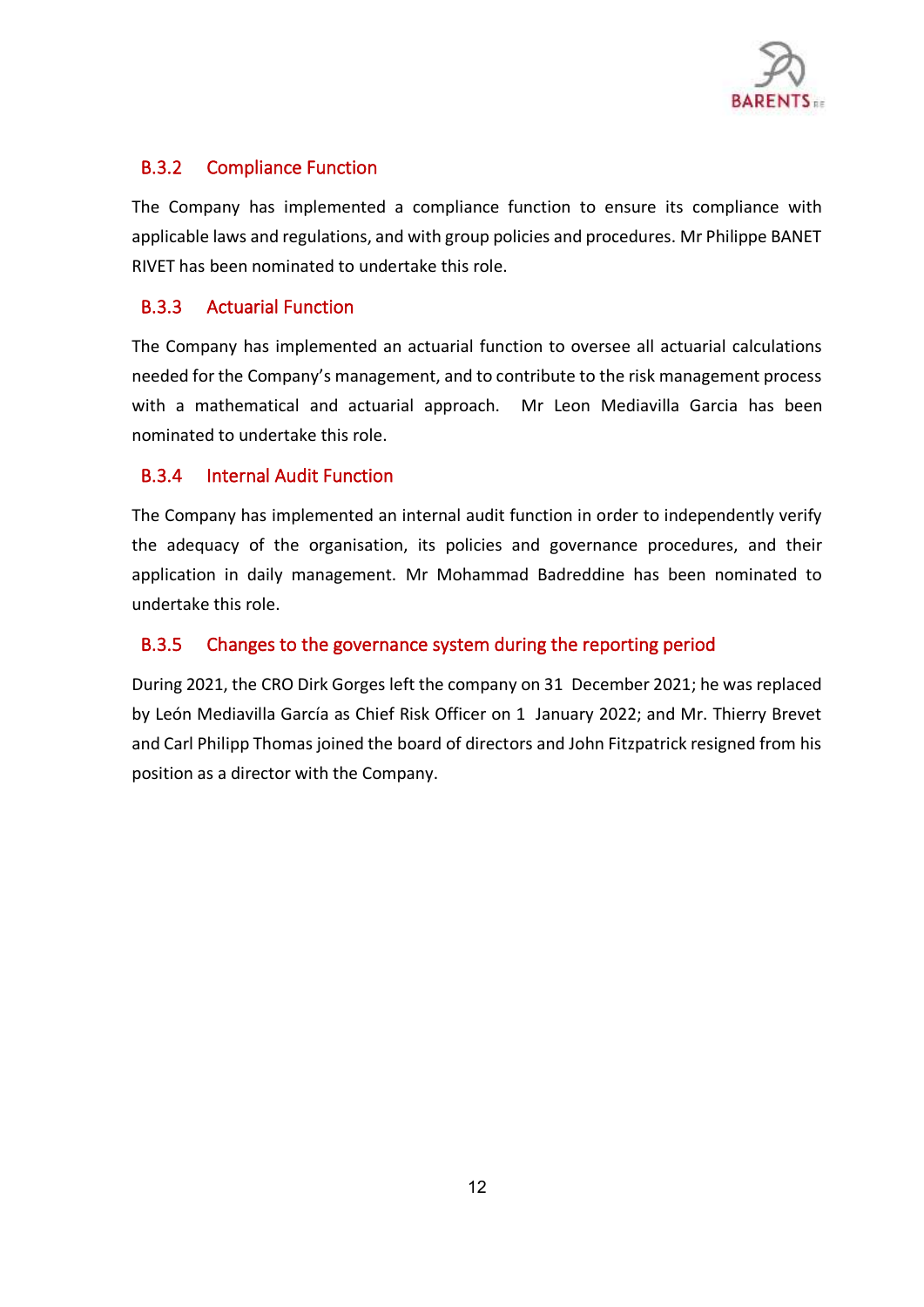### B.3.2 Compliance Function

The Company has implemented a compliance function to ensure its compliance with applicable laws and regulations, and with group policies and procedures. Mr Philippe BANET RIVET has been nominated to undertake this role.

### B.3.3 Actuarial Function

The Company has implemented an actuarial function to oversee all actuarial calculations needed for the Company's management, and to contribute to the risk management process with a mathematical and actuarial approach. Mr Leon Mediavilla Garcia has been nominated to undertake this role.

### B.3.4 Internal Audit Function

The Company has implemented an internal audit function in order to independently verify the adequacy of the organisation, its policies and governance procedures, and their application in daily management. Mr Mohammad Badreddine has been nominated to undertake this role.

### B.3.5 Changes to the governance system during the reporting period

During 2021, the CRO Dirk Gorges left the company on 31 December 2021; he was replaced by León Mediavilla García as Chief Risk Officer on 1 January 2022; and Mr. Thierry Brevet and Carl Philipp Thomas joined the board of directors and John Fitzpatrick resigned from his position as a director with the Company.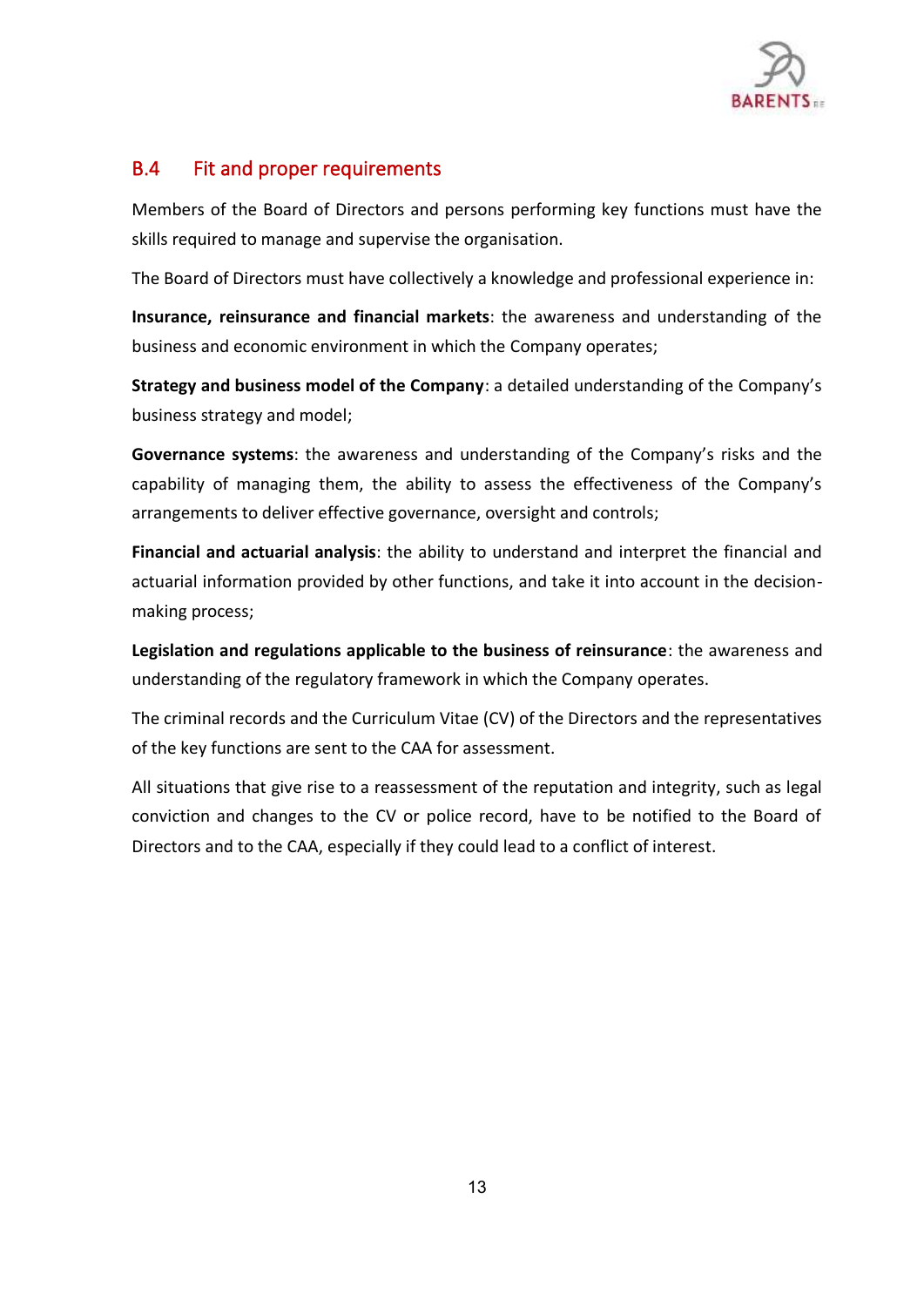## B.4 Fit and proper requirements

Members of the Board of Directors and persons performing key functions must have the skills required to manage and supervise the organisation.

The Board of Directors must have collectively a knowledge and professional experience in:

**Insurance, reinsurance and financial markets**: the awareness and understanding of the business and economic environment in which the Company operates;

**Strategy and business model of the Company**: a detailed understanding of the Company's business strategy and model;

**Governance systems**: the awareness and understanding of the Company's risks and the capability of managing them, the ability to assess the effectiveness of the Company's arrangements to deliver effective governance, oversight and controls;

**Financial and actuarial analysis**: the ability to understand and interpret the financial and actuarial information provided by other functions, and take it into account in the decision-making process;

**Legislation and regulations applicable to the business of reinsurance**: the awareness and understanding of the regulatory framework in which the Company operates.

The criminal records and the Curriculum Vitae (CV) of the Directors and the representatives of the key functions are sent to the CAA for assessment.

All situations that give rise to a reassessment of the reputation and integrity, such as legal conviction and changes to the CV or police record, have to be notified to the Board of Directors and to the CAA, especially if they could lead to a conflict of interest.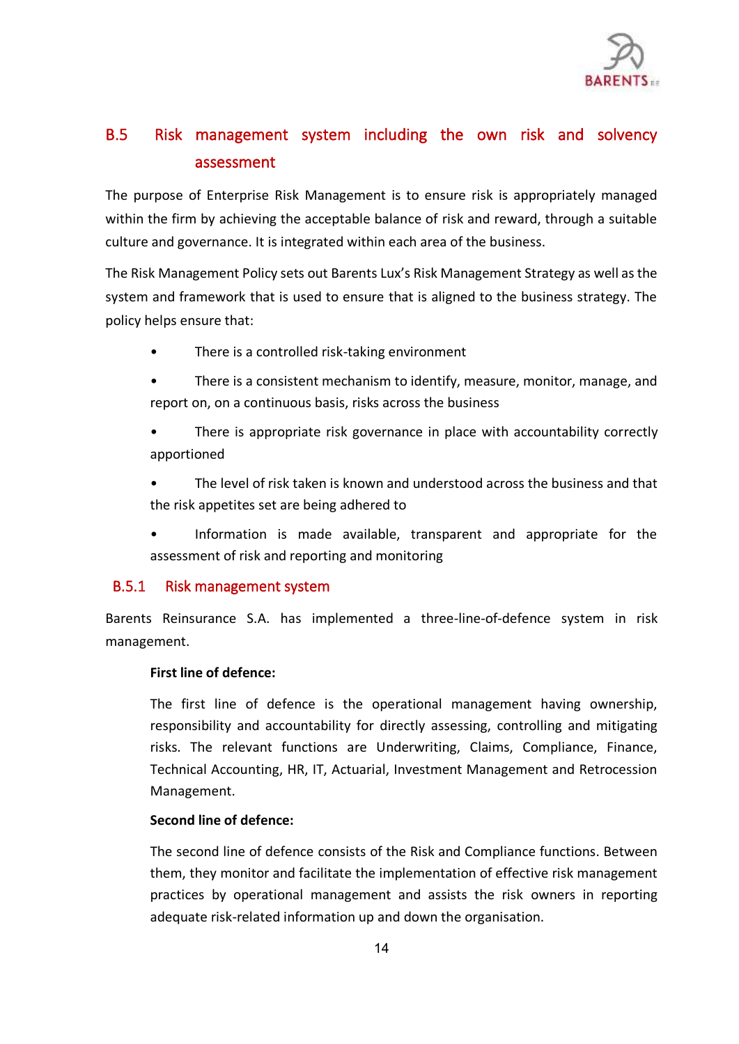## B.5 Risk management system including the own risk and solvency assessment

The purpose of Enterprise Risk Management is to ensure risk is appropriately managed within the firm by achieving the acceptable balance of risk and reward, through a suitable culture and governance. It is integrated within each area of the business.

The Risk Management Policy sets out Barents Lux's Risk Management Strategy as well as the system and framework that is used to ensure that is aligned to the business strategy. The policy helps ensure that:

- There is a controlled risk-taking environment
- There is a consistent mechanism to identify, measure, monitor, manage, and report on, on a continuous basis, risks across the business
- There is appropriate risk governance in place with accountability correctly apportioned
- The level of risk taken is known and understood across the business and that the risk appetites set are being adhered to
- Information is made available, transparent and appropriate for the assessment of risk and reporting and monitoring

### B.5.1 Risk management system

Barents Reinsurance S.A. has implemented a three-line-of-defence system in risk management.

**First line of defence:**

The first line of defence is the operational management having ownership, responsibility and accountability for directly assessing, controlling and mitigating risks. The relevant functions are Underwriting, Claims, Compliance, Finance, Technical Accounting, HR, IT, Actuarial, Investment Management and Retrocession Management.

**Second line of defence:**

The second line of defence consists of the Risk and Compliance functions. Between them, they monitor and facilitate the implementation of effective risk management practices by operational management and assists the risk owners in reporting adequate risk-related information up and down the organisation.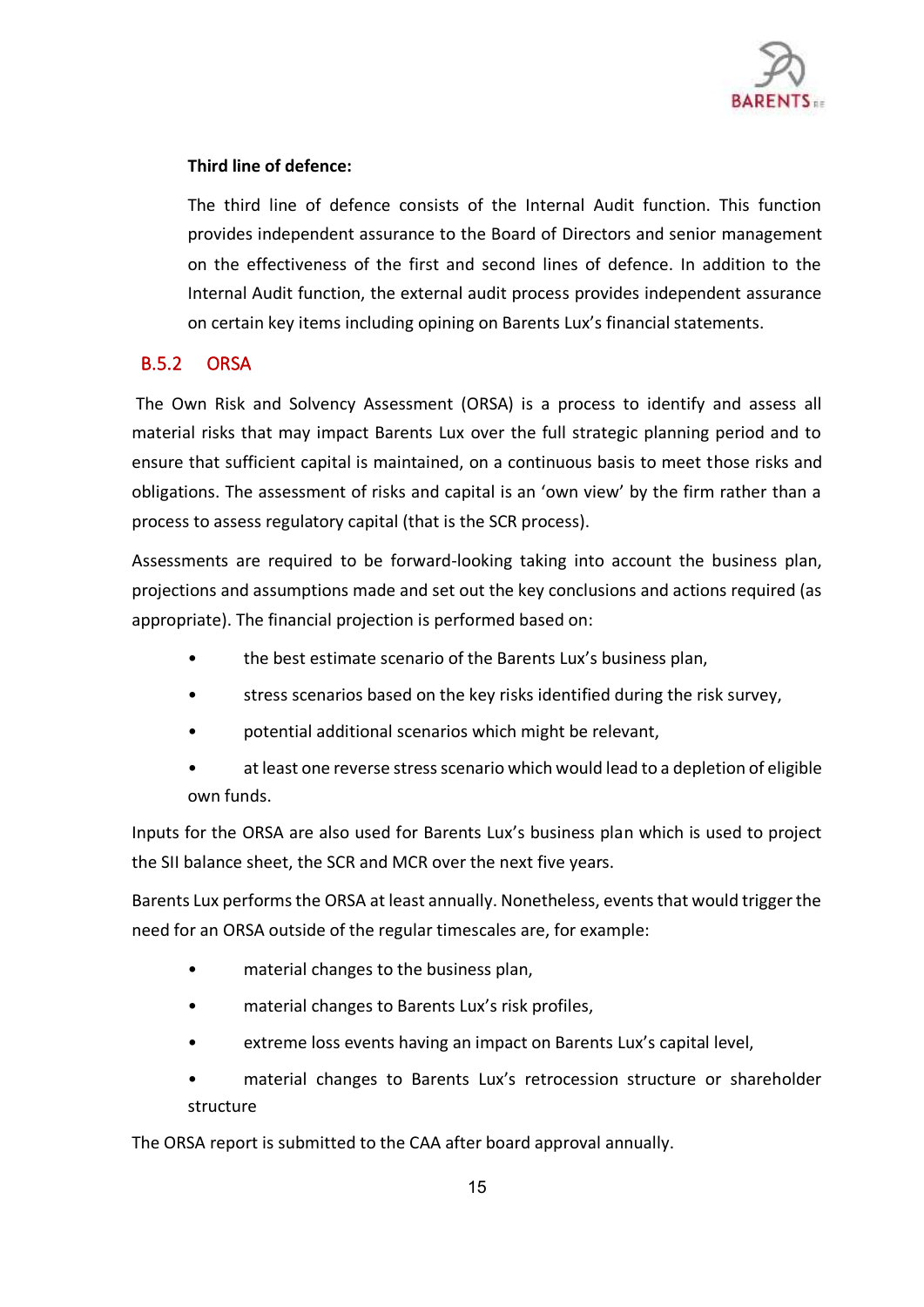**Third line of defence:**

The third line of defence consists of the Internal Audit function. This function provides independent assurance to the Board of Directors and senior management on the effectiveness of the first and second lines of defence. In addition to the Internal Audit function, the external audit process provides independent assurance on certain key items including opining on Barents Lux's financial statements.

### B.5.2 ORSA

The Own Risk and Solvency Assessment (ORSA) is a process to identify and assess all material risks that may impact Barents Lux over the full strategic planning period and to ensure that sufficient capital is maintained, on a continuous basis to meet those risks and obligations. The assessment of risks and capital is an 'own view' by the firm rather than a process to assess regulatory capital (that is the SCR process).

Assessments are required to be forward-looking taking into account the business plan, projections and assumptions made and set out the key conclusions and actions required (as appropriate). The financial projection is performed based on:

- the best estimate scenario of the Barents Lux's business plan,
- stress scenarios based on the key risks identified during the risk survey,
- potential additional scenarios which might be relevant,
- at least one reverse stress scenario which would lead to a depletion of eligible own funds.

Inputs for the ORSA are also used for Barents Lux's business plan which is used to project the SII balance sheet, the SCR and MCR over the next five years.

Barents Lux performs the ORSA at least annually. Nonetheless, events that would trigger the need for an ORSA outside of the regular timescales are, for example:

- material changes to the business plan,
- material changes to Barents Lux's risk profiles,
- extreme loss events having an impact on Barents Lux's capital level,
- material changes to Barents Lux's retrocession structure or shareholder structure

The ORSA report is submitted to the CAA after board approval annually.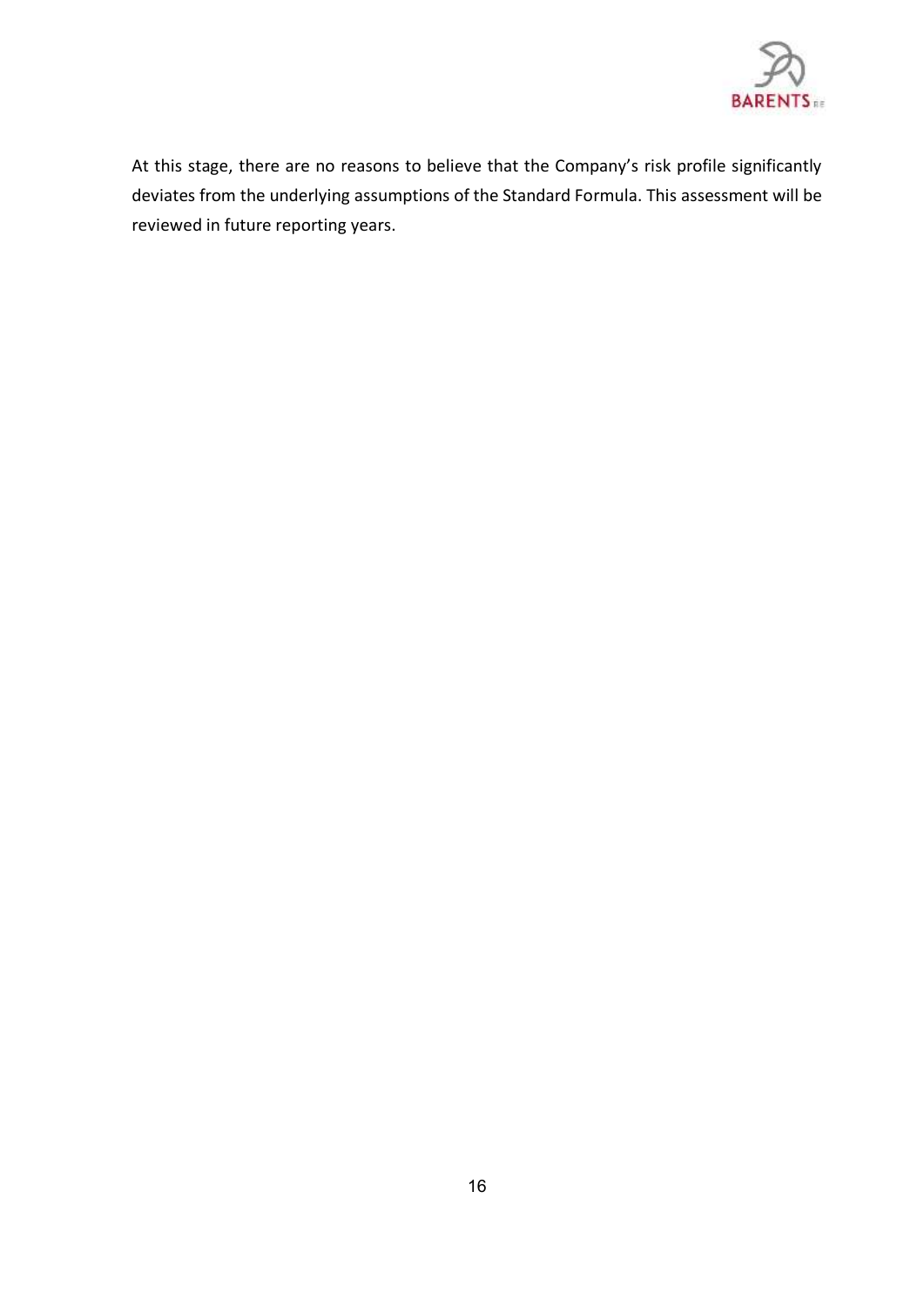At this stage, there are no reasons to believe that the Company's risk profile significantly deviates from the underlying assumptions of the Standard Formula. This assessment will be reviewed in future reporting years.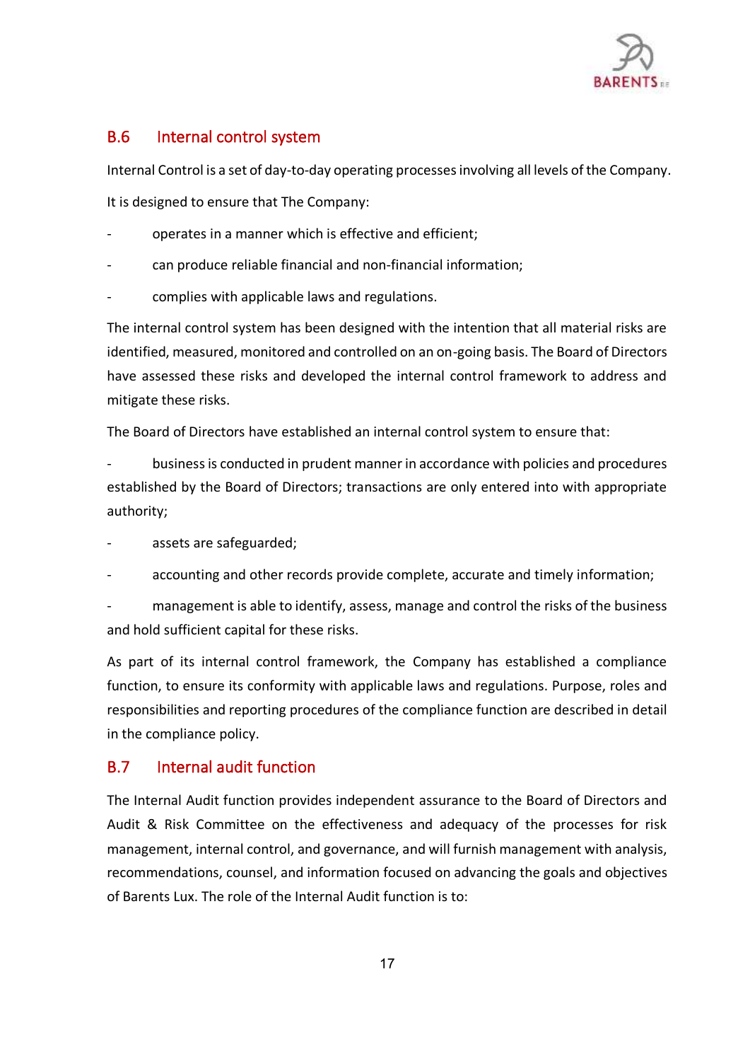## B.6 Internal control system

Internal Control is a set of day-to-day operating processes involving all levels of the Company.

It is designed to ensure that The Company:

- operates in a manner which is effective and efficient;
- can produce reliable financial and non-financial information;
- complies with applicable laws and regulations.

The internal control system has been designed with the intention that all material risks are identified, measured, monitored and controlled on an on-going basis. The Board of Directors have assessed these risks and developed the internal control framework to address and mitigate these risks.

The Board of Directors have established an internal control system to ensure that:

- business is conducted in prudent manner in accordance with policies and procedures established by the Board of Directors; transactions are only entered into with appropriate authority;
- assets are safeguarded;
- accounting and other records provide complete, accurate and timely information;
- management is able to identify, assess, manage and control the risks of the business and hold sufficient capital for these risks.

As part of its internal control framework, the Company has established a compliance function, to ensure its conformity with applicable laws and regulations. Purpose, roles and responsibilities and reporting procedures of the compliance function are described in detail in the compliance policy.

## B.7 Internal audit function

The Internal Audit function provides independent assurance to the Board of Directors and Audit & Risk Committee on the effectiveness and adequacy of the processes for risk management, internal control, and governance, and will furnish management with analysis, recommendations, counsel, and information focused on advancing the goals and objectives of Barents Lux. The role of the Internal Audit function is to: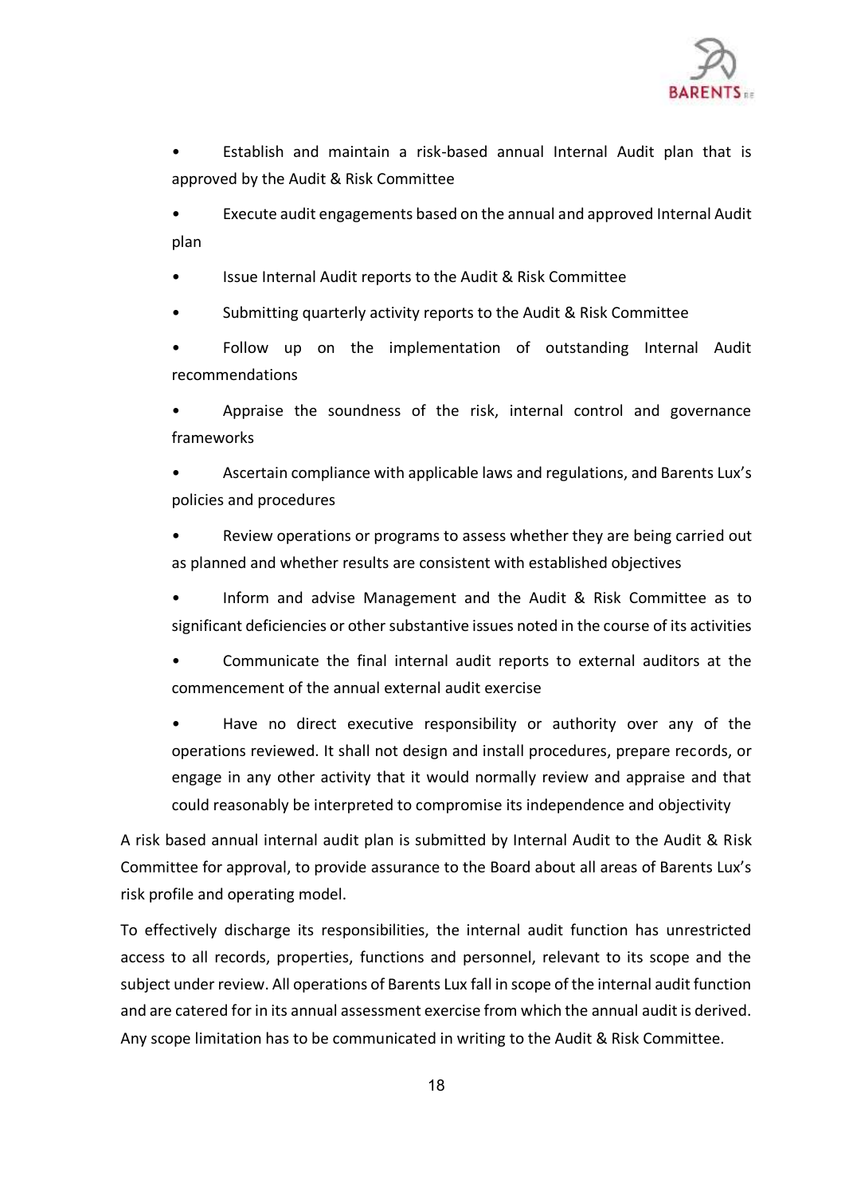- Establish and maintain a risk-based annual Internal Audit plan that is approved by the Audit & Risk Committee
- Execute audit engagements based on the annual and approved Internal Audit plan
- Issue Internal Audit reports to the Audit & Risk Committee
- Submitting quarterly activity reports to the Audit & Risk Committee
- Follow up on the implementation of outstanding Internal Audit recommendations
- Appraise the soundness of the risk, internal control and governance frameworks
- Ascertain compliance with applicable laws and regulations, and Barents Lux's policies and procedures
- Review operations or programs to assess whether they are being carried out as planned and whether results are consistent with established objectives
- Inform and advise Management and the Audit & Risk Committee as to significant deficiencies or other substantive issues noted in the course of its activities
- Communicate the final internal audit reports to external auditors at the commencement of the annual external audit exercise
- Have no direct executive responsibility or authority over any of the operations reviewed. It shall not design and install procedures, prepare records, or engage in any other activity that it would normally review and appraise and that could reasonably be interpreted to compromise its independence and objectivity

A risk based annual internal audit plan is submitted by Internal Audit to the Audit & Risk Committee for approval, to provide assurance to the Board about all areas of Barents Lux's risk profile and operating model.

To effectively discharge its responsibilities, the internal audit function has unrestricted access to all records, properties, functions and personnel, relevant to its scope and the subject under review. All operations of Barents Lux fall in scope of the internal audit function and are catered for in its annual assessment exercise from which the annual audit is derived. Any scope limitation has to be communicated in writing to the Audit & Risk Committee.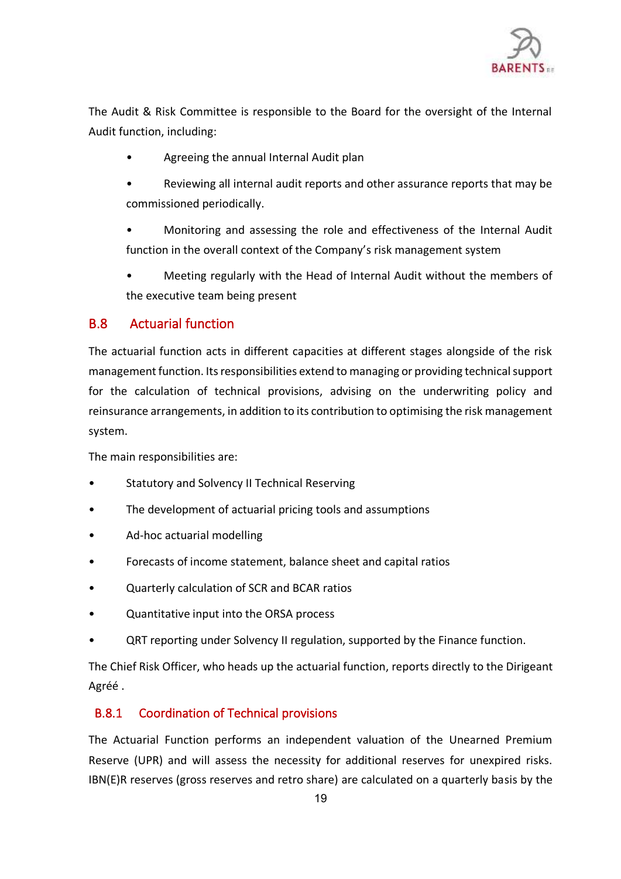The Audit & Risk Committee is responsible to the Board for the oversight of the Internal Audit function, including:

- Agreeing the annual Internal Audit plan
- Reviewing all internal audit reports and other assurance reports that may be commissioned periodically.
- Monitoring and assessing the role and effectiveness of the Internal Audit function in the overall context of the Company's risk management system
- Meeting regularly with the Head of Internal Audit without the members of the executive team being present

## B.8 Actuarial function

The actuarial function acts in different capacities at different stages alongside of the risk management function. Its responsibilities extend to managing or providing technical support for the calculation of technical provisions, advising on the underwriting policy and reinsurance arrangements, in addition to its contribution to optimising the risk management system.

The main responsibilities are:

- Statutory and Solvency II Technical Reserving
- The development of actuarial pricing tools and assumptions
- Ad-hoc actuarial modelling
- Forecasts of income statement, balance sheet and capital ratios
- Quarterly calculation of SCR and BCAR ratios
- Quantitative input into the ORSA process
- QRT reporting under Solvency II regulation, supported by the Finance function.

The Chief Risk Officer, who heads up the actuarial function, reports directly to the Dirigeant Agréé .

### B.8.1 Coordination of Technical provisions

The Actuarial Function performs an independent valuation of the Unearned Premium Reserve (UPR) and will assess the necessity for additional reserves for unexpired risks. IBN(E)R reserves (gross reserves and retro share) are calculated on a quarterly basis by the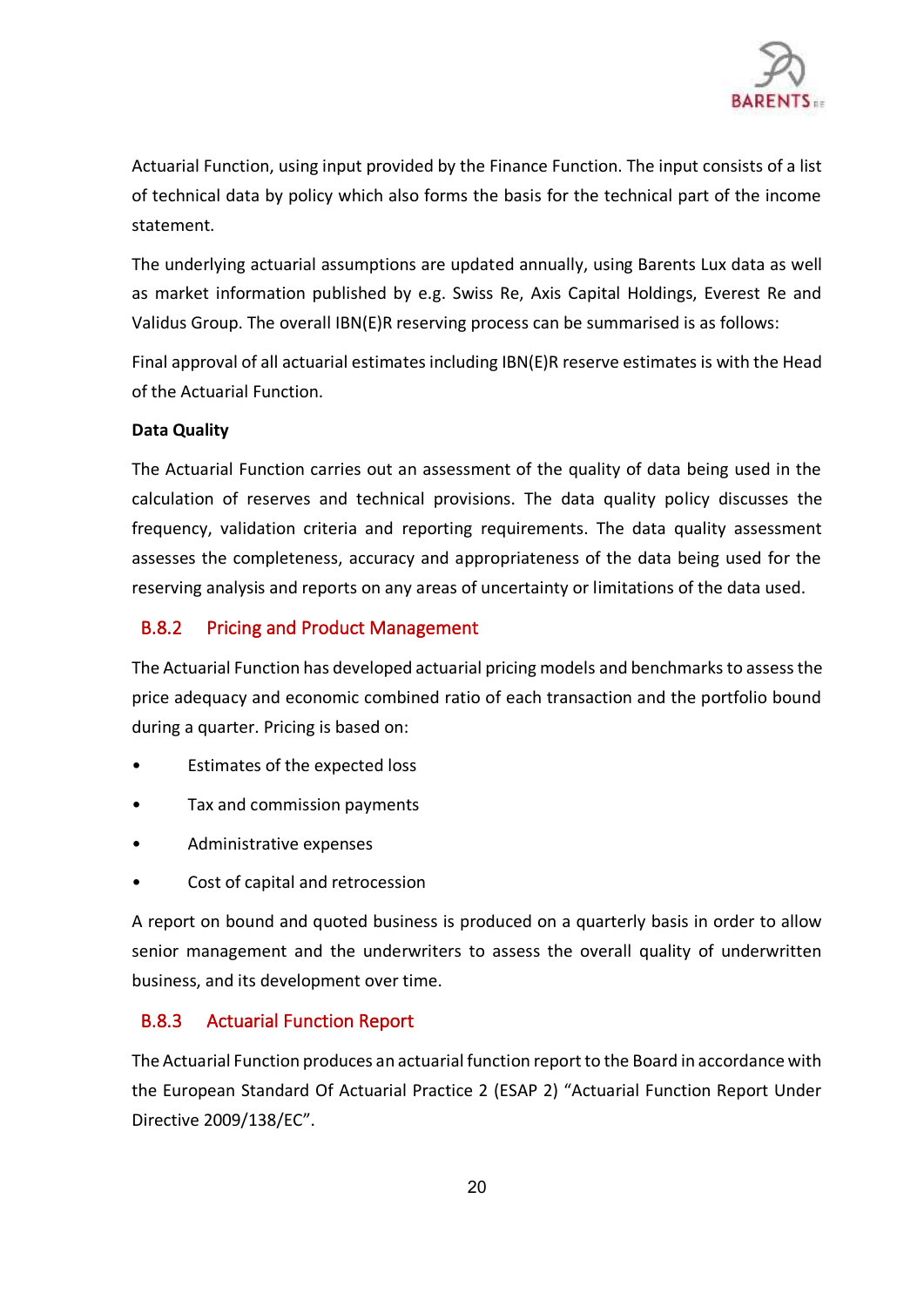Actuarial Function, using input provided by the Finance Function. The input consists of a list of technical data by policy which also forms the basis for the technical part of the income statement.

The underlying actuarial assumptions are updated annually, using Barents Lux data as well as market information published by e.g. Swiss Re, Axis Capital Holdings, Everest Re and Validus Group. The overall IBN(E)R reserving process can be summarised is as follows:

Final approval of all actuarial estimates including IBN(E)R reserve estimates is with the Head of the Actuarial Function.

**Data Quality**

The Actuarial Function carries out an assessment of the quality of data being used in the calculation of reserves and technical provisions. The data quality policy discusses the frequency, validation criteria and reporting requirements. The data quality assessment assesses the completeness, accuracy and appropriateness of the data being used for the reserving analysis and reports on any areas of uncertainty or limitations of the data used.

### B.8.2 Pricing and Product Management

The Actuarial Function has developed actuarial pricing models and benchmarks to assess the price adequacy and economic combined ratio of each transaction and the portfolio bound during a quarter. Pricing is based on:

- Estimates of the expected loss
- Tax and commission payments
- Administrative expenses
- Cost of capital and retrocession

A report on bound and quoted business is produced on a quarterly basis in order to allow senior management and the underwriters to assess the overall quality of underwritten business, and its development over time.

### B.8.3 Actuarial Function Report

The Actuarial Function produces an actuarial function report to the Board in accordance with the European Standard Of Actuarial Practice 2 (ESAP 2) “Actuarial Function Report Under Directive 2009/138/EC”.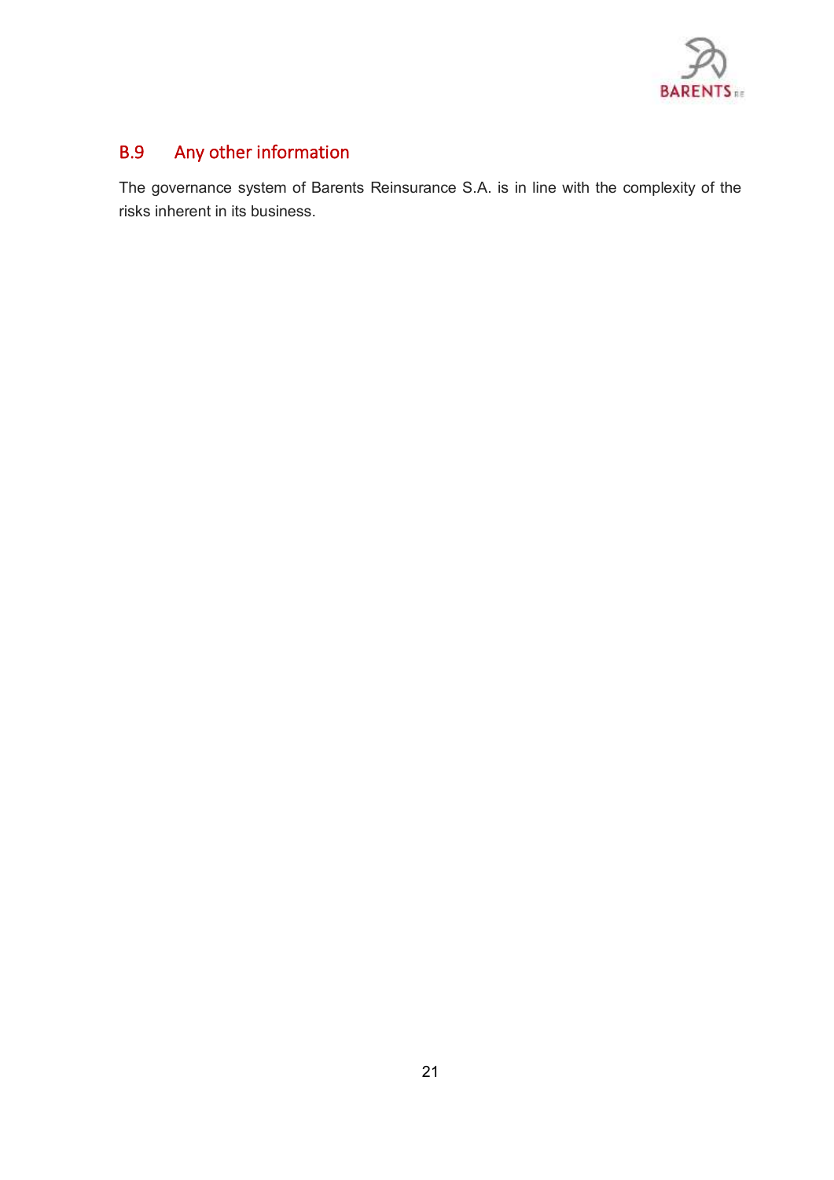## B.9 Any other information

The governance system of Barents Reinsurance S.A. is in line with the complexity of the risks inherent in its business.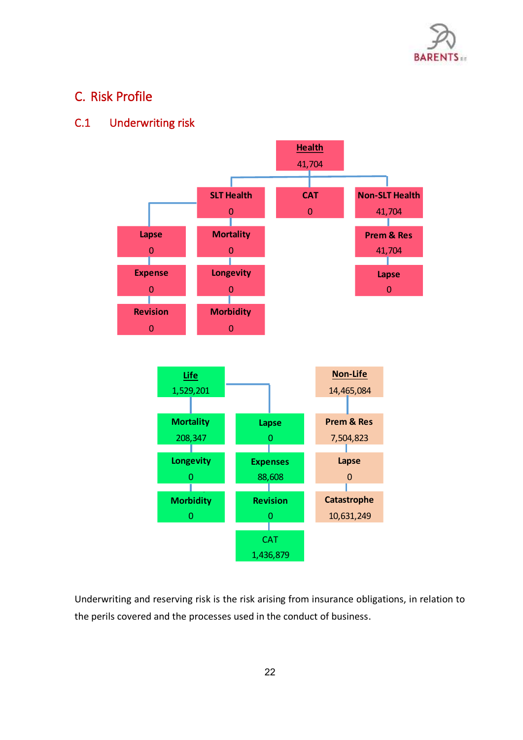# C. Risk Profile

## C.1 Underwriting risk

**Health** 41,704

- **SLT Health** 0
  - **Lapse** 0
  - **Expense** 0
  - **Revision** 0
  - **Mortality** 0
  - **Longevity** 0
  - **Morbidity** 0
- **CAT** 0
- **Non-SLT Health** 41,704
  - **Prem & Res** 41,704
  - **Lapse** 0

**Life** 1,529,201

- **Mortality** 208,347
- **Longevity** 0
- **Morbidity** 0
- **Lapse** 0
- **Expenses** 88,608
- **Revision** 0
- CAT 1,436,879

**Non-Life** 14,465,084

- **Prem & Res** 7,504,823
- **Lapse** 0
- **Catastrophe** 10,631,249

Underwriting and reserving risk is the risk arising from insurance obligations, in relation to the perils covered and the processes used in the conduct of business.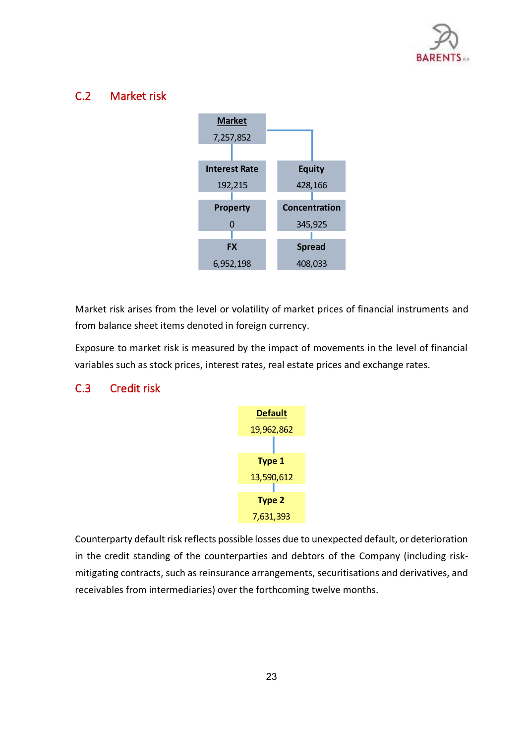## C.2 Market risk

| Market | |
|---|---|
| 7,257,852 | |
| **Interest Rate** | **Equity** |
| 192,215 | 428,166 |
| **Property** | **Concentration** |
| 0 | 345,925 |
| **FX** | **Spread** |
| 6,952,198 | 408,033 |

Market risk arises from the level or volatility of market prices of financial instruments and from balance sheet items denoted in foreign currency.

Exposure to market risk is measured by the impact of movements in the level of financial variables such as stock prices, interest rates, real estate prices and exchange rates.

## C.3 Credit risk

| Default |
|---|
| 19,962,862 |
| **Type 1** |
| 13,590,612 |
| **Type 2** |
| 7,631,393 |

Counterparty default risk reflects possible losses due to unexpected default, or deterioration in the credit standing of the counterparties and debtors of the Company (including risk-mitigating contracts, such as reinsurance arrangements, securitisations and derivatives, and receivables from intermediaries) over the forthcoming twelve months.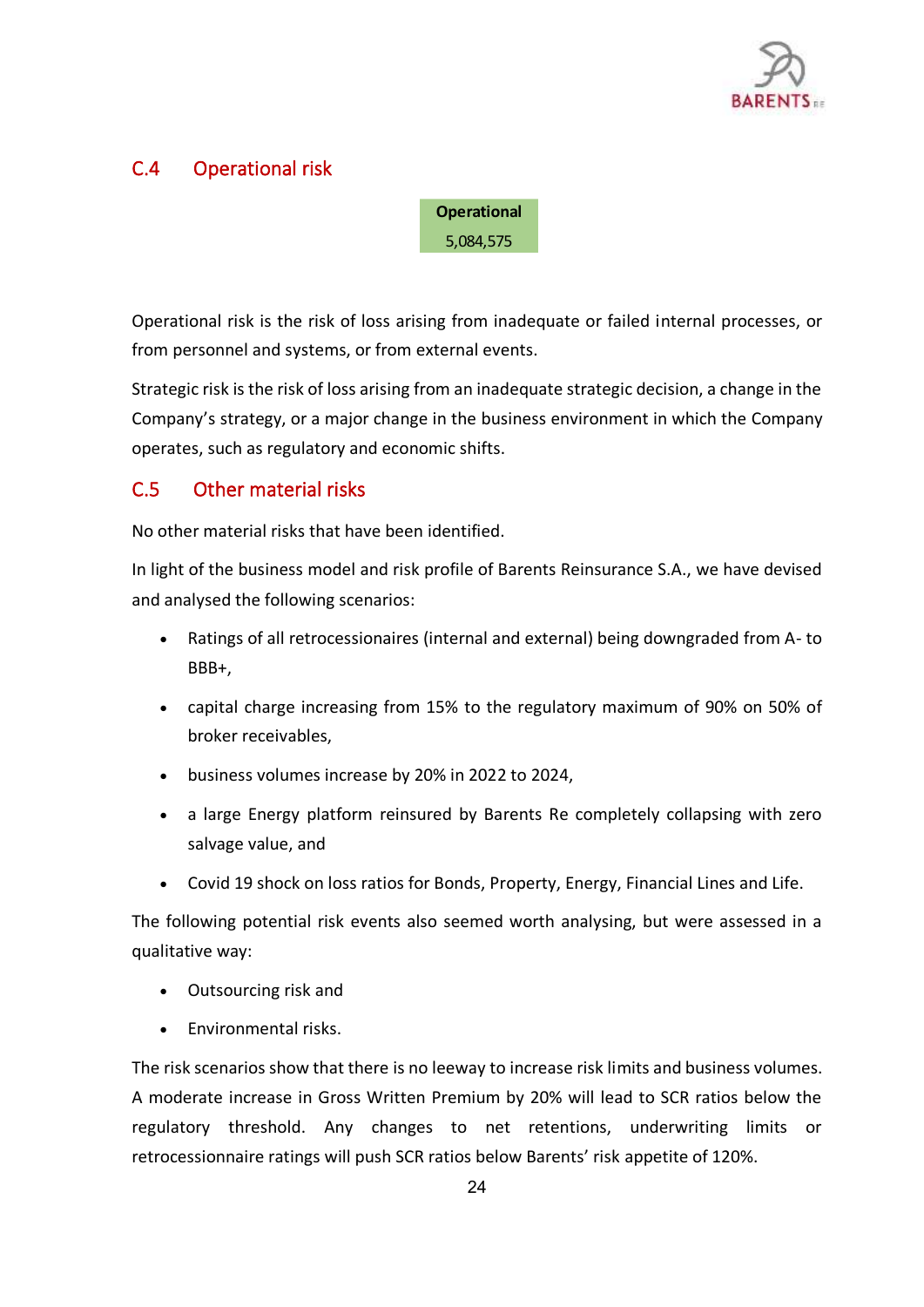## C.4 Operational risk

| Operational |
|---|
| 5,084,575 |

Operational risk is the risk of loss arising from inadequate or failed internal processes, or from personnel and systems, or from external events.

Strategic risk is the risk of loss arising from an inadequate strategic decision, a change in the Company's strategy, or a major change in the business environment in which the Company operates, such as regulatory and economic shifts.

## C.5 Other material risks

No other material risks that have been identified.

In light of the business model and risk profile of Barents Reinsurance S.A., we have devised and analysed the following scenarios:

- Ratings of all retrocessionaires (internal and external) being downgraded from A- to BBB+,
- capital charge increasing from 15% to the regulatory maximum of 90% on 50% of broker receivables,
- business volumes increase by 20% in 2022 to 2024,
- a large Energy platform reinsured by Barents Re completely collapsing with zero salvage value, and
- Covid 19 shock on loss ratios for Bonds, Property, Energy, Financial Lines and Life.

The following potential risk events also seemed worth analysing, but were assessed in a qualitative way:

- Outsourcing risk and
- Environmental risks.

The risk scenarios show that there is no leeway to increase risk limits and business volumes. A moderate increase in Gross Written Premium by 20% will lead to SCR ratios below the regulatory threshold. Any changes to net retentions, underwriting limits or retrocessionnaire ratings will push SCR ratios below Barents' risk appetite of 120%.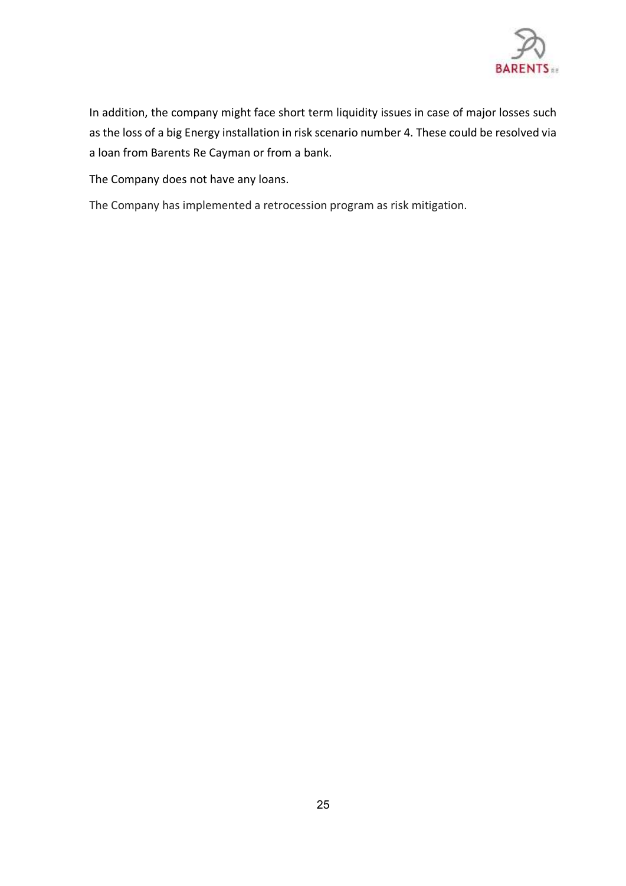In addition, the company might face short term liquidity issues in case of major losses such as the loss of a big Energy installation in risk scenario number 4. These could be resolved via a loan from Barents Re Cayman or from a bank.

The Company does not have any loans.

The Company has implemented a retrocession program as risk mitigation.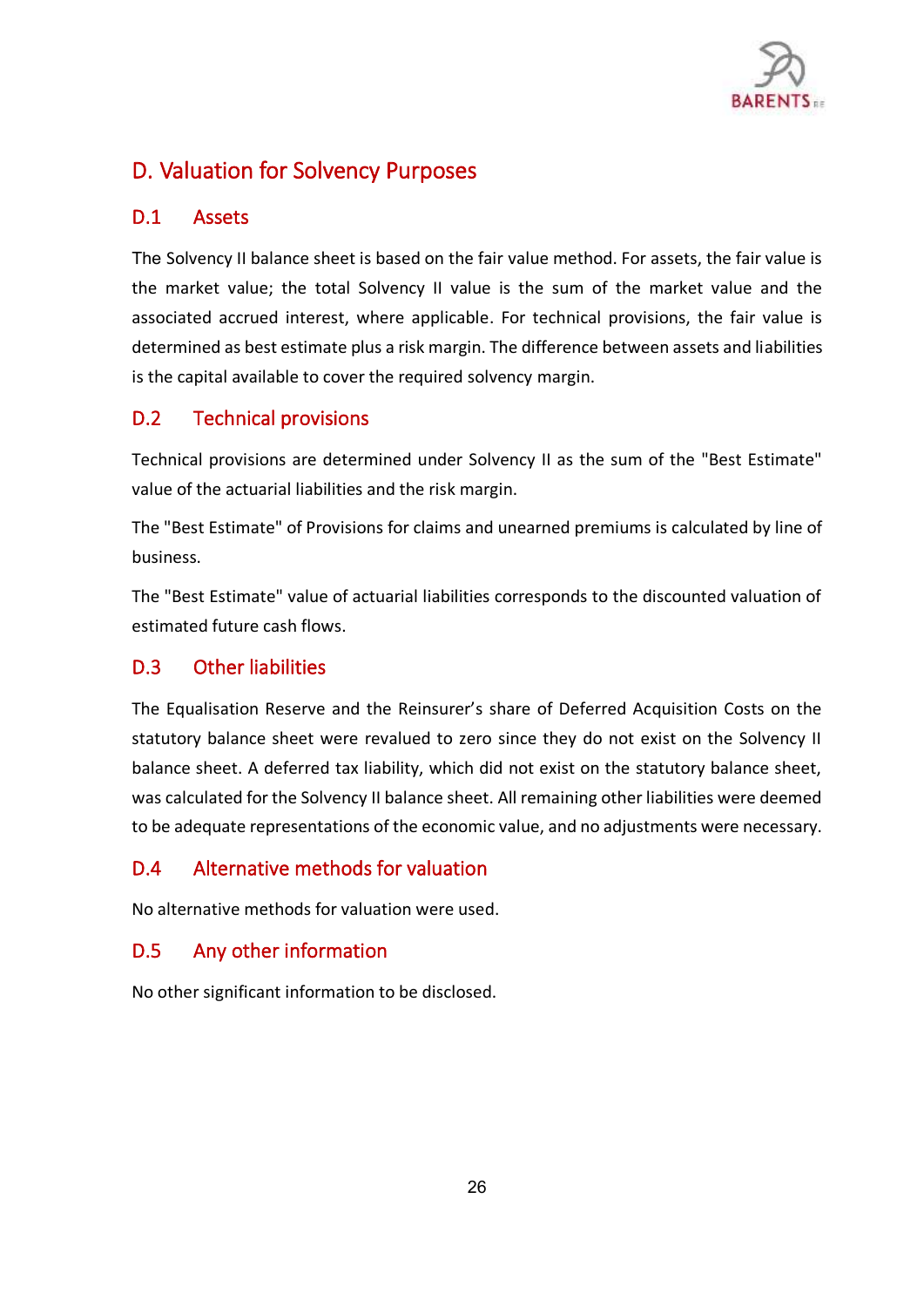# D. Valuation for Solvency Purposes

## D.1 Assets

The Solvency II balance sheet is based on the fair value method. For assets, the fair value is the market value; the total Solvency II value is the sum of the market value and the associated accrued interest, where applicable. For technical provisions, the fair value is determined as best estimate plus a risk margin. The difference between assets and liabilities is the capital available to cover the required solvency margin.

## D.2 Technical provisions

Technical provisions are determined under Solvency II as the sum of the "Best Estimate" value of the actuarial liabilities and the risk margin.

The "Best Estimate" of Provisions for claims and unearned premiums is calculated by line of business.

The "Best Estimate" value of actuarial liabilities corresponds to the discounted valuation of estimated future cash flows.

## D.3 Other liabilities

The Equalisation Reserve and the Reinsurer's share of Deferred Acquisition Costs on the statutory balance sheet were revalued to zero since they do not exist on the Solvency II balance sheet. A deferred tax liability, which did not exist on the statutory balance sheet, was calculated for the Solvency II balance sheet. All remaining other liabilities were deemed to be adequate representations of the economic value, and no adjustments were necessary.

## D.4 Alternative methods for valuation

No alternative methods for valuation were used.

## D.5 Any other information

No other significant information to be disclosed.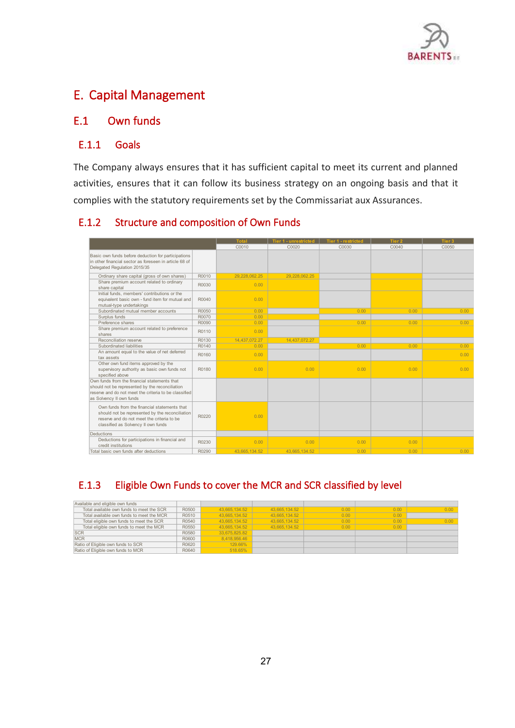# E. Capital Management

## E.1 Own funds

### E.1.1 Goals

The Company always ensures that it has sufficient capital to meet its current and planned activities, ensures that it can follow its business strategy on an ongoing basis and that it complies with the statutory requirements set by the Commissariat aux Assurances.

### E.1.2 Structure and composition of Own Funds

| | | Total | Tier 1 - unrestricted | Tier 1 - restricted | Tier 2 | Tier 3 |
|---|---|---|---|---|---|---|
| | | C0010 | C0020 | C0030 | C0040 | C0050 |
| Basic own funds before deduction for participations in other financial sector as foreseen in article 68 of Delegated Regulation 2015/35 | | | | | | |
| Ordinary share capital (gross of own shares) | R0010 | 29,228,062.25 | 29,228,062.25 | | | |
| Share premium account related to ordinary share capital | R0030 | 0.00 | | | | |
| Initial funds, members' contributions or the equivalent basic own - fund item for mutual and mutual-type undertakings | R0040 | 0.00 | | | | |
| Subordinated mutual member accounts | R0050 | 0.00 | | 0.00 | 0.00 | 0.00 |
| Surplus funds | R0070 | 0.00 | | | | |
| Preference shares | R0090 | 0.00 | | 0.00 | 0.00 | 0.00 |
| Share premium account related to preference shares | R0110 | 0.00 | | | | |
| Reconciliation reserve | R0130 | 14,437,072.27 | 14,437,072.27 | | | |
| Subordinated liabilities | R0140 | 0.00 | | 0.00 | 0.00 | 0.00 |
| An amount equal to the value of net deferred tax assets | R0160 | 0.00 | | | | 0.00 |
| Other own fund items approved by the supervisory authority as basic own funds not specified above | R0180 | 0.00 | 0.00 | 0.00 | 0.00 | 0.00 |
| Own funds from the financial statements that should not be represented by the reconciliation reserve and do not meet the criteria to be classified as Solvency II own funds | | | | | | |
| Own funds from the financial statements that should not be represented by the reconciliation reserve and do not meet the criteria to be classified as Solvency II own funds | R0220 | 0.00 | | | | |
| Deductions | | | | | | |
| Deductions for participations in financial and credit institutions | R0230 | 0.00 | 0.00 | 0.00 | 0.00 | |
| Total basic own funds after deductions | R0290 | 43,665,134.52 | 43,665,134.52 | 0.00 | 0.00 | 0.00 |

### E.1.3 Eligible Own Funds to cover the MCR and SCR classified by level

| | | | | | | |
|---|---|---|---|---|---|---|
| Available and eligible own funds | | | | | | |
| Total available own funds to meet the SCR | R0500 | 43,665,134.52 | 43,665,134.52 | 0.00 | 0.00 | 0.00 |
| Total available own funds to meet the MCR | R0510 | 43,665,134.52 | 43,665,134.52 | 0.00 | 0.00 | |
| Total eligible own funds to meet the SCR | R0540 | 43,665,134.52 | 43,665,134.52 | 0.00 | 0.00 | 0.00 |
| Total eligible own funds to meet the MCR | R0550 | 43,665,134.52 | 43,665,134.52 | 0.00 | 0.00 | |
| SCR | R0580 | 33,675,825.82 | | | | |
| MCR | R0600 | 8,418,956.46 | | | | |
| Ratio of Eligible own funds to SCR | R0620 | 129.66% | | | | |
| Ratio of Eligible own funds to MCR | R0640 | 518.65% | | | | |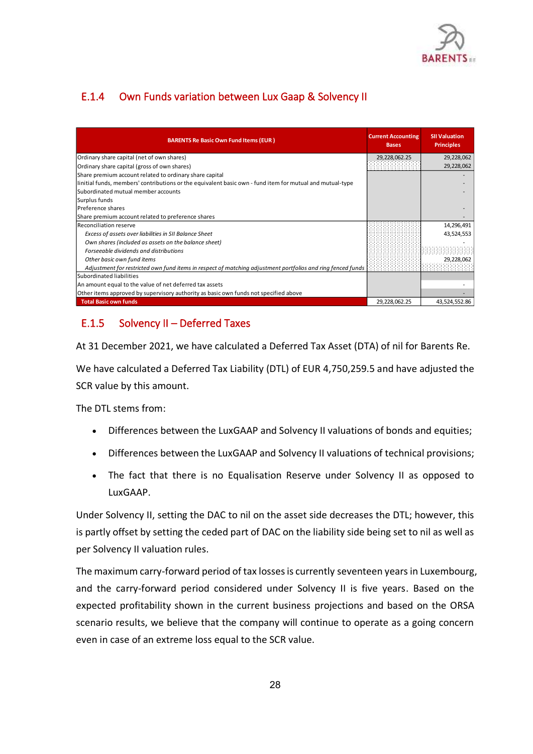### E.1.4 Own Funds variation between Lux Gaap & Solvency II

| BARENTS Re Basic Own Fund Items (EUR ) | Current Accounting Bases | SII Valuation Principles |
|---|---|---|
| Ordinary share capital (net of own shares) | 29,228,062.25 | 29,228,062 |
| Ordinary share capital (gross of own shares) | | 29,228,062 |
| Share premium account related to ordinary share capital | | - |
| Iinitial funds, members' contributions or the equivalent basic own - fund item for mutual and mutual-type | | - |
| Subordinated mutual member accounts | | - |
| Surplus funds | | |
| Preference shares | | - |
| Share premium account related to preference shares | | - |
| Reconciliation reserve | | 14,296,491 |
| *Excess of assets over liabilities in SII Balance Sheet* | | 43,524,553 |
| *Own shares (included as assets on the balance sheet)* | | - |
| *Forseeable dividends and distributions* | | |
| *Other basic own fund items* | | 29,228,062 |
| *Adjustment for restricted own fund items in respect of matching adjustment portfolios and ring fenced funds* | | |
| Subordinated liabilities | | |
| An amount equal to the value of net deferred tax assets | | - |
| Other items approved by supervisory authority as basic own funds not specified above | | - |
| **Total Basic own funds** | 29,228,062.25 | 43,524,552.86 |

### E.1.5 Solvency II – Deferred Taxes

At 31 December 2021, we have calculated a Deferred Tax Asset (DTA) of nil for Barents Re.

We have calculated a Deferred Tax Liability (DTL) of EUR 4,750,259.5 and have adjusted the SCR value by this amount.

The DTL stems from:

- Differences between the LuxGAAP and Solvency II valuations of bonds and equities;
- Differences between the LuxGAAP and Solvency II valuations of technical provisions;
- The fact that there is no Equalisation Reserve under Solvency II as opposed to LuxGAAP.

Under Solvency II, setting the DAC to nil on the asset side decreases the DTL; however, this is partly offset by setting the ceded part of DAC on the liability side being set to nil as well as per Solvency II valuation rules.

The maximum carry-forward period of tax losses is currently seventeen years in Luxembourg, and the carry-forward period considered under Solvency II is five years. Based on the expected profitability shown in the current business projections and based on the ORSA scenario results, we believe that the company will continue to operate as a going concern even in case of an extreme loss equal to the SCR value.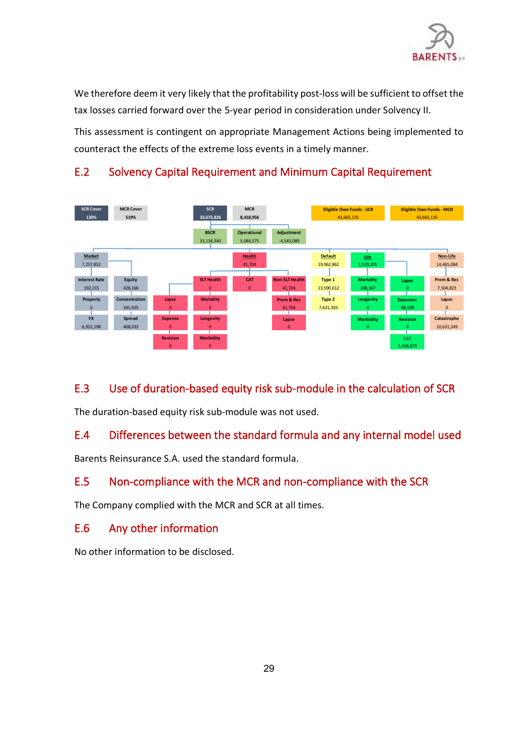We therefore deem it very likely that the profitability post-loss will be sufficient to offset the tax losses carried forward over the 5-year period in consideration under Solvency II.

This assessment is contingent on appropriate Management Actions being implemented to counteract the effects of the extreme loss events in a timely manner.

## E.2 Solvency Capital Requirement and Minimum Capital Requirement

| SCR Cover | MCR Cover | SCR | MCR | Eligible Own Funds - SCR | Eligible Own Funds - MCR |
|---|---|---|---|---|---|
| 130% | 519% | 33,675,826 | 8,418,956 | 43,665,135 | 43,665,135 |

| BSCR | Operational | Adjustment |
|---|---|---|
| 33,134,340 | 5,084,575 | -4,543,089 |

- **Market** 7,257,852
  - Interest Rate 192,215
  - Equity 428,166
  - Property 0
  - Concentration 345,925
  - FX 6,952,198
  - Spread 408,033
- **Health** 41,704
  - SLT Health 0
    - Lapse 0
    - Expense 0
    - Revision 0
    - Mortality 0
    - Longevity 0
    - Morbidity 0
  - CAT 0
  - Non-SLT Health 41,704
    - Prem & Res 41,704
    - Lapse 0
- **Default** 19,962,862
  - Type 1 13,590,612
  - Type 2 7,631,393
- **Life** 1,529,201
  - Mortality 208,347
  - Longevity 0
  - Morbidity 0
  - Lapse 0
  - Expenses 88,608
  - Revision 0
  - CAT 1,436,879
- **Non-Life** 14,465,084
  - Prem & Res 7,504,823
  - Lapse 0
  - Catastrophe 10,631,249

## E.3 Use of duration-based equity risk sub-module in the calculation of SCR

The duration-based equity risk sub-module was not used.

## E.4 Differences between the standard formula and any internal model used

Barents Reinsurance S.A. used the standard formula.

## E.5 Non-compliance with the MCR and non-compliance with the SCR

The Company complied with the MCR and SCR at all times.

## E.6 Any other information

No other information to be disclosed.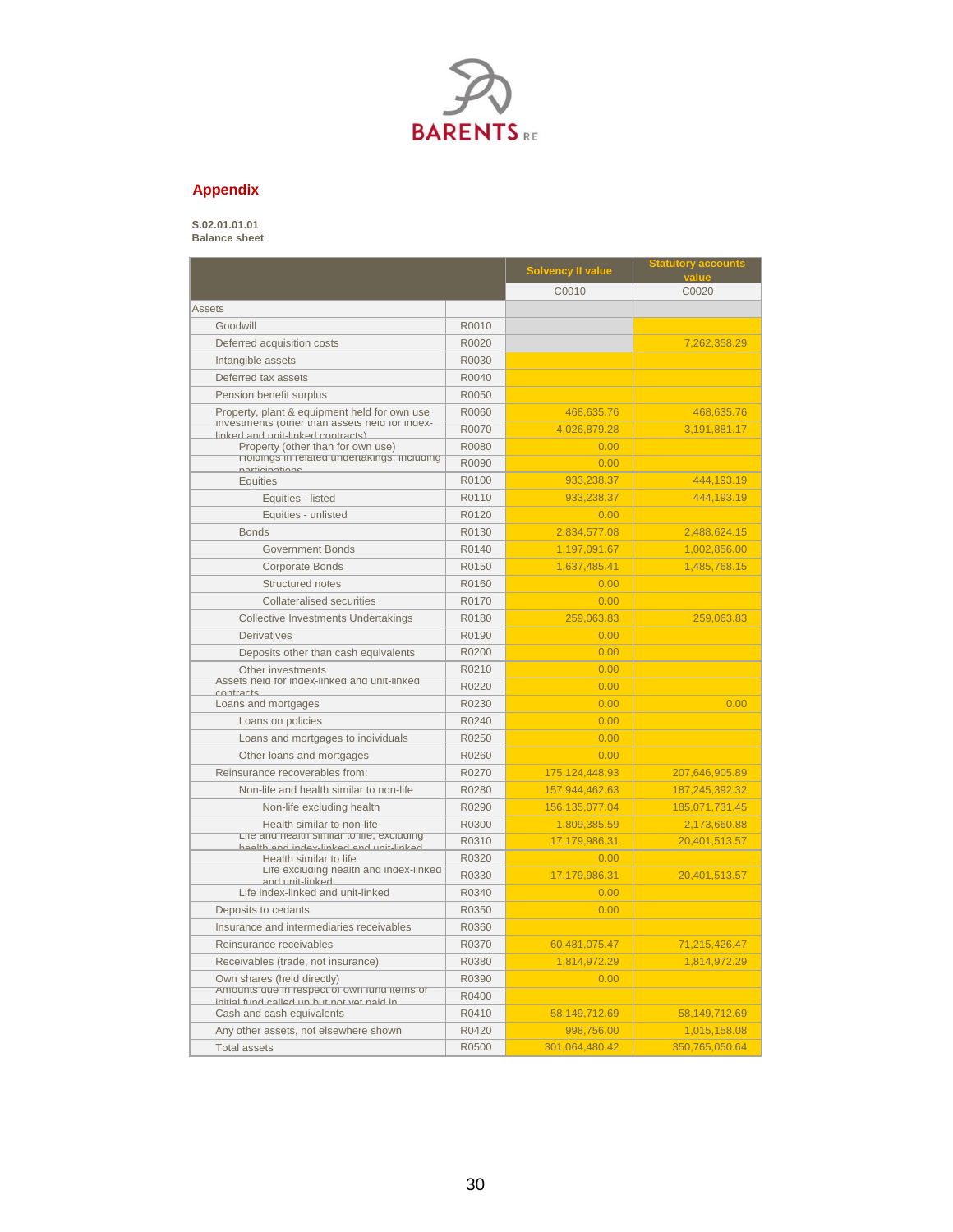## Appendix

**S.02.01.01.01**
**Balance sheet**

| | | Solvency II value | Statutory accounts value |
|---|---|---|---|
| | | C0010 | C0020 |
| Assets | | | |
| Goodwill | R0010 | | |
| Deferred acquisition costs | R0020 | | 7,262,358.29 |
| Intangible assets | R0030 | | |
| Deferred tax assets | R0040 | | |
| Pension benefit surplus | R0050 | | |
| Property, plant & equipment held for own use | R0060 | 468,635.76 | 468,635.76 |
| Investments (other than assets held for index-linked and unit-linked contracts) | R0070 | 4,026,879.28 | 3,191,881.17 |
| Property (other than for own use) | R0080 | 0.00 | |
| Holdings in related undertakings, including participations | R0090 | 0.00 | |
| Equities | R0100 | 933,238.37 | 444,193.19 |
| Equities - listed | R0110 | 933,238.37 | 444,193.19 |
| Equities - unlisted | R0120 | 0.00 | |
| Bonds | R0130 | 2,834,577.08 | 2,488,624.15 |
| Government Bonds | R0140 | 1,197,091.67 | 1,002,856.00 |
| Corporate Bonds | R0150 | 1,637,485.41 | 1,485,768.15 |
| Structured notes | R0160 | 0.00 | |
| Collateralised securities | R0170 | 0.00 | |
| Collective Investments Undertakings | R0180 | 259,063.83 | 259,063.83 |
| Derivatives | R0190 | 0.00 | |
| Deposits other than cash equivalents | R0200 | 0.00 | |
| Other investments | R0210 | 0.00 | |
| Assets held for index-linked and unit-linked contracts | R0220 | 0.00 | |
| Loans and mortgages | R0230 | 0.00 | 0.00 |
| Loans on policies | R0240 | 0.00 | |
| Loans and mortgages to individuals | R0250 | 0.00 | |
| Other loans and mortgages | R0260 | 0.00 | |
| Reinsurance recoverables from: | R0270 | 175,124,448.93 | 207,646,905.89 |
| Non-life and health similar to non-life | R0280 | 157,944,462.63 | 187,245,392.32 |
| Non-life excluding health | R0290 | 156,135,077.04 | 185,071,731.45 |
| Health similar to non-life | R0300 | 1,809,385.59 | 2,173,660.88 |
| Life and health similar to life, excluding health and index-linked and unit-linked | R0310 | 17,179,986.31 | 20,401,513.57 |
| Health similar to life | R0320 | 0.00 | |
| Life excluding health and index-linked and unit-linked | R0330 | 17,179,986.31 | 20,401,513.57 |
| Life index-linked and unit-linked | R0340 | 0.00 | |
| Deposits to cedants | R0350 | 0.00 | |
| Insurance and intermediaries receivables | R0360 | | |
| Reinsurance receivables | R0370 | 60,481,075.47 | 71,215,426.47 |
| Receivables (trade, not insurance) | R0380 | 1,814,972.29 | 1,814,972.29 |
| Own shares (held directly) | R0390 | 0.00 | |
| Amounts due in respect of own fund items or initial fund called up but not yet paid in | R0400 | | |
| Cash and cash equivalents | R0410 | 58,149,712.69 | 58,149,712.69 |
| Any other assets, not elsewhere shown | R0420 | 998,756.00 | 1,015,158.08 |
| Total assets | R0500 | 301,064,480.42 | 350,765,050.64 |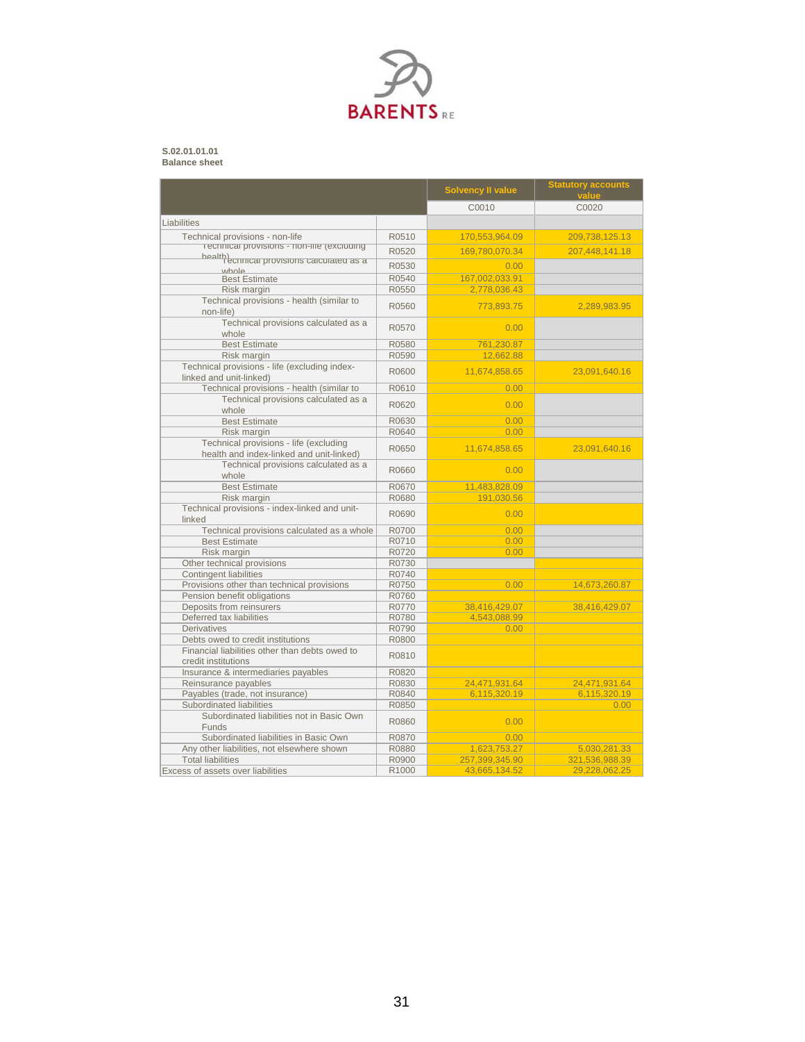**S.02.01.01.01**
**Balance sheet**

| | | Solvency II value | Statutory accounts value |
|---|---|---|---|
| | | C0010 | C0020 |
| Liabilities | | | |
| Technical provisions - non-life | R0510 | 170,553,964.09 | 209,738,125.13 |
| Technical provisions - non-life (excluding health) | R0520 | 169,780,070.34 | 207,448,141.18 |
| Technical provisions calculated as a whole | R0530 | 0.00 | |
| Best Estimate | R0540 | 167,002,033.91 | |
| Risk margin | R0550 | 2,778,036.43 | |
| Technical provisions - health (similar to non-life) | R0560 | 773,893.75 | 2,289,983.95 |
| Technical provisions calculated as a whole | R0570 | 0.00 | |
| Best Estimate | R0580 | 761,230.87 | |
| Risk margin | R0590 | 12,662.88 | |
| Technical provisions - life (excluding index-linked and unit-linked) | R0600 | 11,674,858.65 | 23,091,640.16 |
| Technical provisions - health (similar to | R0610 | 0.00 | |
| Technical provisions calculated as a whole | R0620 | 0.00 | |
| Best Estimate | R0630 | 0.00 | |
| Risk margin | R0640 | 0.00 | |
| Technical provisions - life (excluding health and index-linked and unit-linked) | R0650 | 11,674,858.65 | 23,091,640.16 |
| Technical provisions calculated as a whole | R0660 | 0.00 | |
| Best Estimate | R0670 | 11,483,828.09 | |
| Risk margin | R0680 | 191,030.56 | |
| Technical provisions - index-linked and unit-linked | R0690 | 0.00 | |
| Technical provisions calculated as a whole | R0700 | 0.00 | |
| Best Estimate | R0710 | 0.00 | |
| Risk margin | R0720 | 0.00 | |
| Other technical provisions | R0730 | | |
| Contingent liabilities | R0740 | | |
| Provisions other than technical provisions | R0750 | 0.00 | 14,673,260.87 |
| Pension benefit obligations | R0760 | | |
| Deposits from reinsurers | R0770 | 38,416,429.07 | 38,416,429.07 |
| Deferred tax liabilities | R0780 | 4,543,088.99 | |
| Derivatives | R0790 | 0.00 | |
| Debts owed to credit institutions | R0800 | | |
| Financial liabilities other than debts owed to credit institutions | R0810 | | |
| Insurance & intermediaries payables | R0820 | | |
| Reinsurance payables | R0830 | 24,471,931.64 | 24,471,931.64 |
| Payables (trade, not insurance) | R0840 | 6,115,320.19 | 6,115,320.19 |
| Subordinated liabilities | R0850 | | 0.00 |
| Subordinated liabilities not in Basic Own Funds | R0860 | 0.00 | |
| Subordinated liabilities in Basic Own | R0870 | 0.00 | |
| Any other liabilities, not elsewhere shown | R0880 | 1,623,753.27 | 5,030,281.33 |
| Total liabilities | R0900 | 257,399,345.90 | 321,536,988.39 |
| Excess of assets over liabilities | R1000 | 43,665,134.52 | 29,228,062.25 |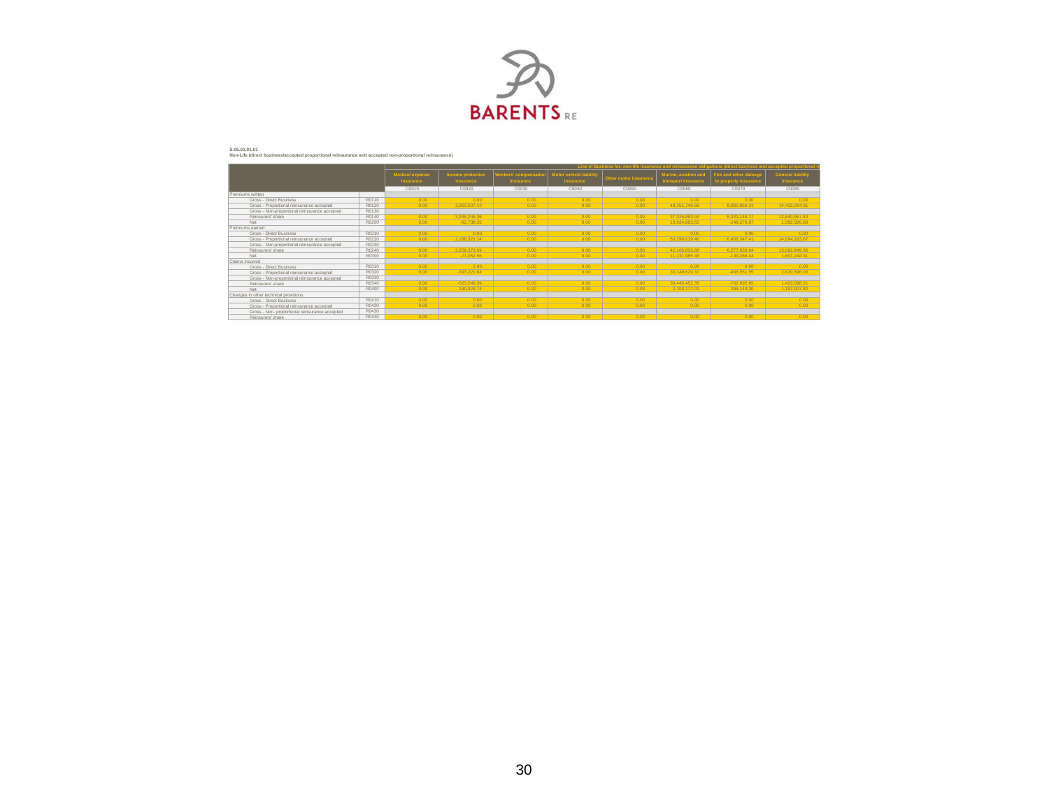**S.05.01.01.01**

**Non-Life (direct business/accepted proportional reinsurance and accepted non-proportional reinsurance)**

| | | Line of Business for: non-life insurance and reinsurance obligations (direct business and accepted proportional r | | | | | | | |
|---|---|---|---|---|---|---|---|---|---|
| | | Medical expense insurance | Income protection insurance | Workers' compensation insurance | Motor vehicle liability insurance | Other motor insurance | Marine, aviation and transport insurance | Fire and other damage to property insurance | General liability insurance |
| | | C0010 | C0020 | C0030 | C0040 | C0050 | C0060 | C0070 | C0080 |
| Premiums written | | | | | | | | | |
| Gross - Direct Business | R0110 | 0.00 | 0.00 | 0.00 | 0.00 | 0.00 | 0.00 | 0.00 | 0.00 |
| Gross - Proportional reinsurance accepted | R0120 | 0.00 | 3,263,507.12 | 0.00 | 0.00 | 0.00 | 48,251,746.56 | 8,082,869.31 | 14,433,294.31 |
| Gross - Non-proportional reinsurance accepted | R0130 | | | | | | | | |
| Reinsurers' share | R0140 | 0.00 | 3,346,246.36 | 0.00 | 0.00 | 0.00 | 37,326,863.04 | 8,331,148.17 | 12,840,967.44 |
| Net | R0200 | 0.00 | -82,739.25 | 0.00 | 0.00 | 0.00 | 10,924,883.52 | -248,278.87 | 1,592,326.88 |
| Premiums earned | | | | | | | | | |
| Gross - Direct Business | R0210 | 0.00 | 0.00 | 0.00 | 0.00 | 0.00 | 0.00 | 0.00 | 0.00 |
| Gross - Proportional reinsurance accepted | R0220 | 0.00 | 2,188,321.14 | 0.00 | 0.00 | 0.00 | 53,298,619.46 | 6,438,347.41 | 14,694,193.67 |
| Gross - Non-proportional reinsurance accepted | R0230 | | | | | | | | |
| Reinsurers' share | R0240 | 0.00 | 2,259,373.69 | 0.00 | 0.00 | 0.00 | 42,166,633.98 | 6,577,633.84 | 13,092,949.36 |
| Net | R0300 | 0.00 | -71,052.56 | 0.00 | 0.00 | 0.00 | 11,131,985.48 | -139,286.44 | 1,601,244.31 |
| Claims incurred | | | | | | | | | |
| Gross - Direct Business | R0310 | 0.00 | 0.00 | 0.00 | 0.00 | 0.00 | 0.00 | 0.00 | 0.00 |
| Gross - Proportional reinsurance accepted | R0320 | 0.00 | -393,221.64 | 0.00 | 0.00 | 0.00 | 33,148,629.37 | -466,551.55 | 2,620,596.03 |
| Gross - Non-proportional reinsurance accepted | R0330 | | | | | | | | |
| Reinsurers' share | R0340 | 0.00 | -523,546.39 | 0.00 | 0.00 | 0.00 | 30,445,452.35 | -762,695.85 | 1,423,588.21 |
| Net | R0400 | 0.00 | 130,324.74 | 0.00 | 0.00 | 0.00 | 2,703,177.01 | 296,144.30 | 1,197,007.82 |
| Changes in other technical provisions | | | | | | | | | |
| Gross - Direct Business | R0410 | 0.00 | 0.00 | 0.00 | 0.00 | 0.00 | 0.00 | 0.00 | 0.00 |
| Gross - Proportional reinsurance accepted | R0420 | 0.00 | 0.00 | 0.00 | 0.00 | 0.00 | 0.00 | 0.00 | 0.00 |
| Gross - Non- proportional reinsurance accepted | R0430 | | | | | | | | |
| Reinsurers' share | R0440 | 0.00 | 0.00 | 0.00 | 0.00 | 0.00 | 0.00 | 0.00 | 0.00 |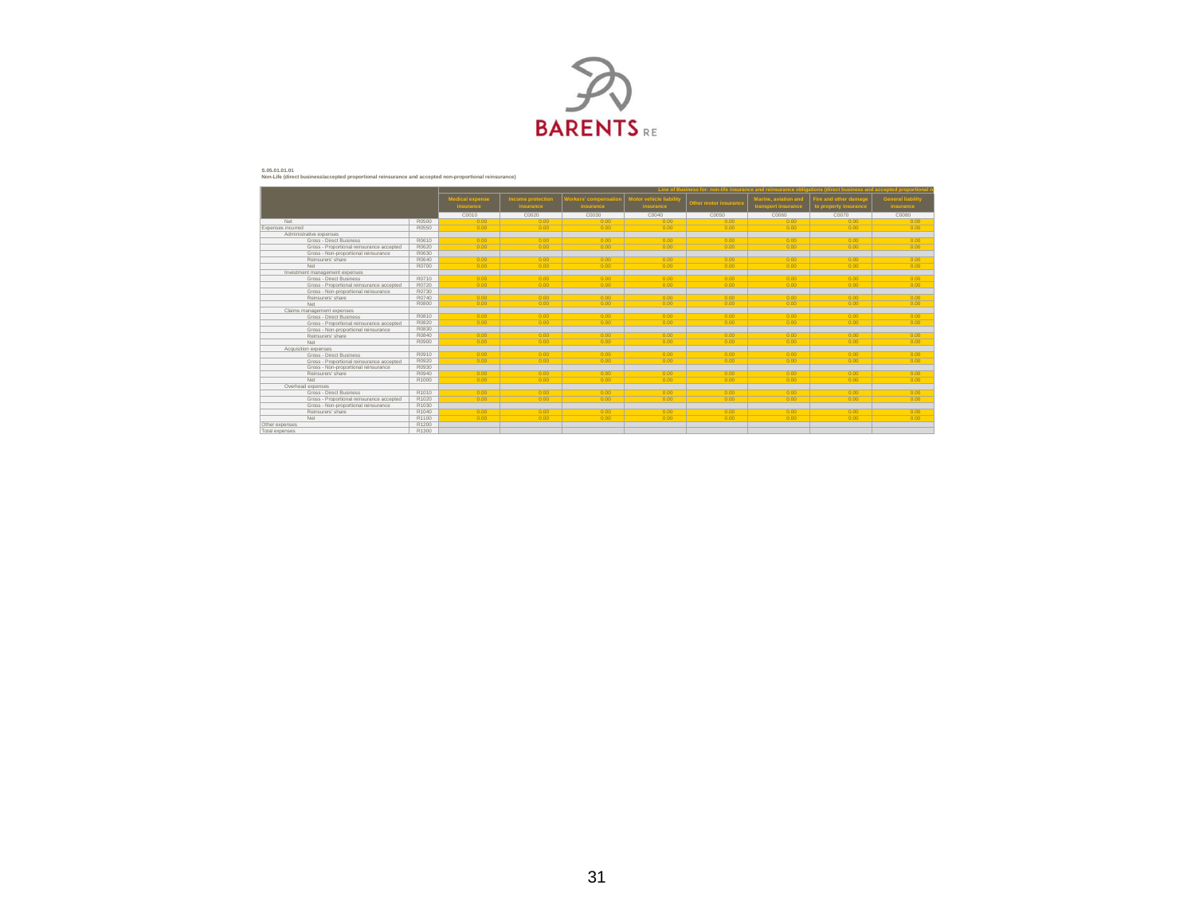S.05.01.01.01

Non-Life (direct business/accepted proportional reinsurance and accepted non-proportional reinsurance)

| | | Line of Business for: non-life insurance and reinsurance obligations (direct business and accepted proportional r | | | | | | | |
|---|---|---|---|---|---|---|---|---|---|
| | | Medical expense insurance | Income protection insurance | Workers' compensation insurance | Motor vehicle liability insurance | Other motor insurance | Marine, aviation and transport insurance | Fire and other damage to property insurance | General liability insurance |
| | | C0010 | C0020 | C0030 | C0040 | C0050 | C0060 | C0070 | C0080 |
| Net | R0500 | 0.00 | 0.00 | 0.00 | 0.00 | 0.00 | 0.00 | 0.00 | 0.00 |
| Expenses incurred | R0550 | 0.00 | 0.00 | 0.00 | 0.00 | 0.00 | 0.00 | 0.00 | 0.00 |
| Administrative expenses | | | | | | | | | |
| Gross - Direct Business | R0610 | 0.00 | 0.00 | 0.00 | 0.00 | 0.00 | 0.00 | 0.00 | 0.00 |
| Gross - Proportional reinsurance accepted | R0620 | 0.00 | 0.00 | 0.00 | 0.00 | 0.00 | 0.00 | 0.00 | 0.00 |
| Gross - Non-proportional reinsurance | R0630 | | | | | | | | |
| Reinsurers' share | R0640 | 0.00 | 0.00 | 0.00 | 0.00 | 0.00 | 0.00 | 0.00 | 0.00 |
| Net | R0700 | 0.00 | 0.00 | 0.00 | 0.00 | 0.00 | 0.00 | 0.00 | 0.00 |
| Investment management expenses | | | | | | | | | |
| Gross - Direct Business | R0710 | 0.00 | 0.00 | 0.00 | 0.00 | 0.00 | 0.00 | 0.00 | 0.00 |
| Gross - Proportional reinsurance accepted | R0720 | 0.00 | 0.00 | 0.00 | 0.00 | 0.00 | 0.00 | 0.00 | 0.00 |
| Gross - Non-proportional reinsurance | R0730 | | | | | | | | |
| Reinsurers' share | R0740 | 0.00 | 0.00 | 0.00 | 0.00 | 0.00 | 0.00 | 0.00 | 0.00 |
| Net | R0800 | 0.00 | 0.00 | 0.00 | 0.00 | 0.00 | 0.00 | 0.00 | 0.00 |
| Claims management expenses | | | | | | | | | |
| Gross - Direct Business | R0810 | 0.00 | 0.00 | 0.00 | 0.00 | 0.00 | 0.00 | 0.00 | 0.00 |
| Gross - Proportional reinsurance accepted | R0820 | 0.00 | 0.00 | 0.00 | 0.00 | 0.00 | 0.00 | 0.00 | 0.00 |
| Gross - Non-proportional reinsurance | R0830 | | | | | | | | |
| Reinsurers' share | R0840 | 0.00 | 0.00 | 0.00 | 0.00 | 0.00 | 0.00 | 0.00 | 0.00 |
| Net | R0900 | 0.00 | 0.00 | 0.00 | 0.00 | 0.00 | 0.00 | 0.00 | 0.00 |
| Acquisition expenses | | | | | | | | | |
| Gross - Direct Business | R0910 | 0.00 | 0.00 | 0.00 | 0.00 | 0.00 | 0.00 | 0.00 | 0.00 |
| Gross - Proportional reinsurance accepted | R0920 | 0.00 | 0.00 | 0.00 | 0.00 | 0.00 | 0.00 | 0.00 | 0.00 |
| Gross - Non-proportional reinsurance | R0930 | | | | | | | | |
| Reinsurers' share | R0940 | 0.00 | 0.00 | 0.00 | 0.00 | 0.00 | 0.00 | 0.00 | 0.00 |
| Net | R1000 | 0.00 | 0.00 | 0.00 | 0.00 | 0.00 | 0.00 | 0.00 | 0.00 |
| Overhead expenses | | | | | | | | | |
| Gross - Direct Business | R1010 | 0.00 | 0.00 | 0.00 | 0.00 | 0.00 | 0.00 | 0.00 | 0.00 |
| Gross - Proportional reinsurance accepted | R1020 | 0.00 | 0.00 | 0.00 | 0.00 | 0.00 | 0.00 | 0.00 | 0.00 |
| Gross - Non-proportional reinsurance | R1030 | | | | | | | | |
| Reinsurers' share | R1040 | 0.00 | 0.00 | 0.00 | 0.00 | 0.00 | 0.00 | 0.00 | 0.00 |
| Net | R1100 | 0.00 | 0.00 | 0.00 | 0.00 | 0.00 | 0.00 | 0.00 | 0.00 |
| Other expenses | R1200 | | | | | | | | |
| Total expenses | R1300 | | | | | | | | |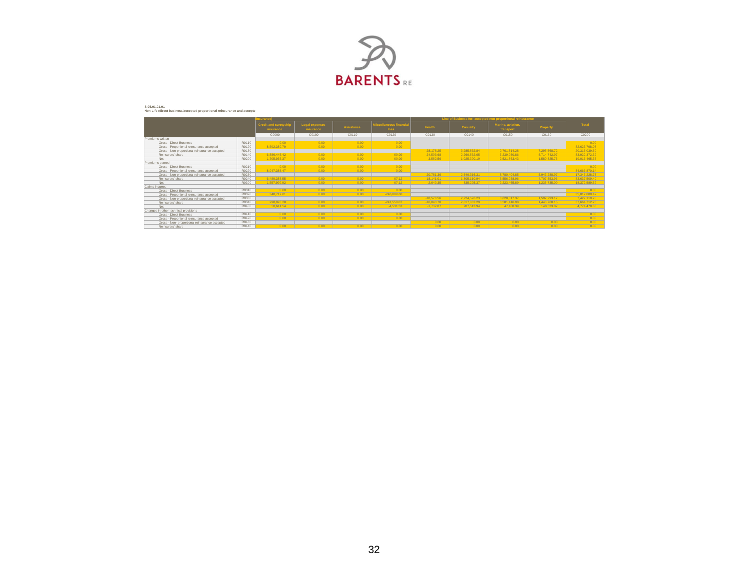**S.05.01.01.01**
**Non-Life (direct business/accepted proportional reinsurance and accepte**

| | | insurance) | | | | Line of Business for: accepted non-proportional reinsurance | | | | |
|---|---|---|---|---|---|---|---|---|---|---|
| | | Credit and suretyship insurance | Legal expenses insurance | Assistance | Miscellaneous financial loss | Health | Casualty | Marine, aviation, transport | Property | Total |
| | | C0090 | C0100 | C0110 | C0120 | C0130 | C0140 | C0150 | C0160 | C0200 |
| Premiums written | | | | | | | | | | |
| Gross - Direct Business | R0110 | 0.00 | 0.00 | 0.00 | 0.00 | | | | | 0.00 |
| Gross - Proportional reinsurance accepted | R0120 | 8,592,380.79 | 0.00 | 0.00 | 0.00 | | | | | 82,623,798.08 |
| Gross - Non-proportional reinsurance accepted | R0130 | | | | | -28,176.25 | 3,285,832.84 | 9,761,814.28 | 7,295,568.72 | 20,315,039.59 |
| Reinsurers' share | R0140 | 6,886,445.42 | 0.00 | 0.00 | 69.09 | -24,593.68 | 2,260,532.65 | 7,239,950.86 | 5,714,742.97 | 83,922,372.32 |
| Net | R0200 | 1,705,935.37 | 0.00 | 0.00 | -69.09 | -3,582.56 | 1,025,300.19 | 2,521,863.43 | 1,580,825.75 | 19,016,465.35 |
| Premiums earned | | | | | | | | | | |
| Gross - Direct Business | R0210 | 0.00 | 0.00 | 0.00 | 0.00 | | | | | 0.00 |
| Gross - Proportional reinsurance accepted | R0220 | 8,047,368.47 | 0.00 | 0.00 | 0.00 | | | | | 84,666,870.14 |
| Gross - Non-proportional reinsurance accepted | R0230 | | | | | -20,781.36 | 2,640,316.31 | 6,780,404.85 | 5,943,288.97 | 17,343,228.76 |
| Reinsurers' share | R0240 | 6,489,368.55 | 0.00 | 0.00 | 67.12 | -18,141.01 | 1,805,110.94 | 4,556,938.96 | 4,707,553.96 | 83,637,509.40 |
| Net | R0300 | 1,557,999.92 | 0.00 | 0.00 | -67.12 | -2,640.35 | 835,205.37 | 2,223,465.89 | 1,235,735.00 | 18,372,589.52 |
| Claims incurred | | | | | | | | | | |
| Gross - Direct Business | R0310 | 0.00 | 0.00 | 0.00 | 0.00 | | | | | 0.00 |
| Gross - Proportional reinsurance accepted | R0320 | 348,717.81 | 0.00 | 0.00 | -246,089.60 | | | | | 35,012,080.42 |
| Gross - Non-proportional reinsurance accepted | R0330 | | | | | -18,576.56 | 2,224,576.23 | 3,628,817.37 | 1,592,293.17 | 7,427,110.20 |
| Reinsurers' share | R0340 | 298,076.28 | 0.00 | 0.00 | -241,558.07 | -16,843.70 | 2,017,062.29 | 3,581,416.98 | 1,443,760.15 | 37,664,712.25 |
| Net | R0400 | 50,641.54 | 0.00 | 0.00 | -4,531.53 | -1,732.87 | 207,513.94 | 47,400.39 | 148,533.02 | 4,774,478.36 |
| Changes in other technical provisions | | | | | | | | | | |
| Gross - Direct Business | R0410 | 0.00 | 0.00 | 0.00 | 0.00 | | | | | 0.00 |
| Gross - Proportional reinsurance accepted | R0420 | 0.00 | 0.00 | 0.00 | 0.00 | | | | | 0.00 |
| Gross - Non- proportional reinsurance accepted | R0430 | | | | | 0.00 | 0.00 | 0.00 | 0.00 | 0.00 |
| Reinsurers' share | R0440 | 0.00 | 0.00 | 0.00 | 0.00 | 0.00 | 0.00 | 0.00 | 0.00 | 0.00 |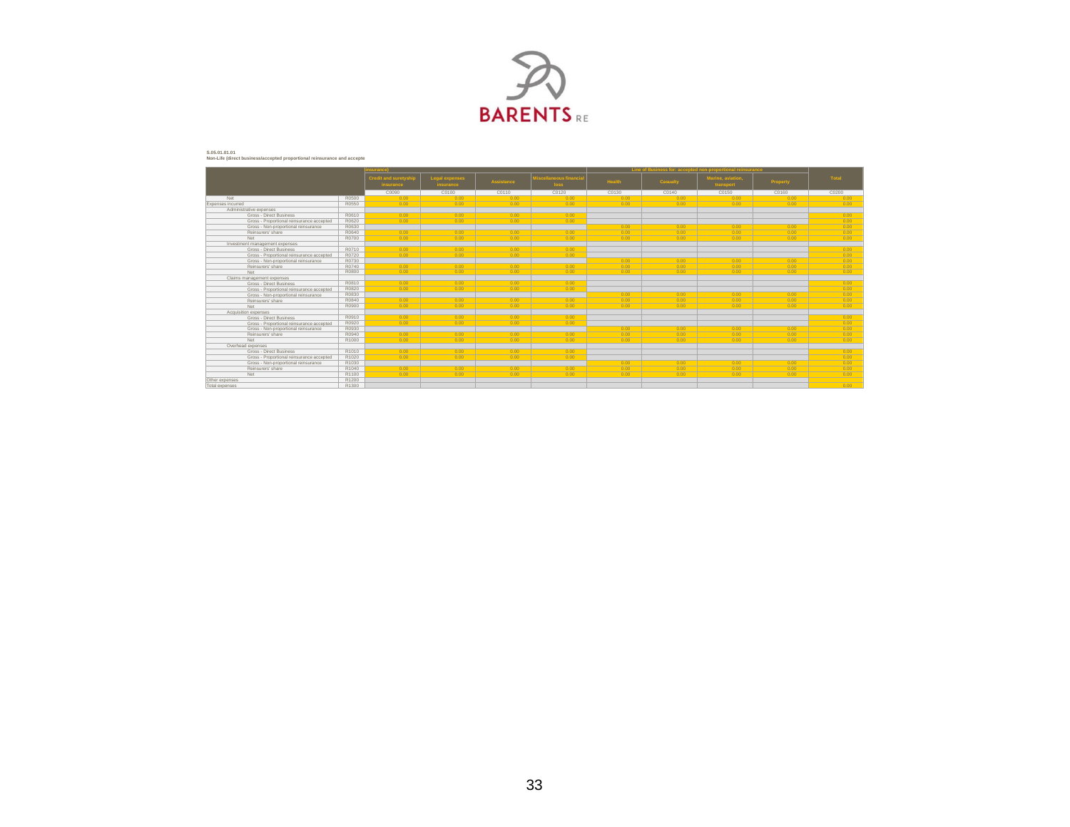**S.05.01.01.01**
**Non-Life (direct business/accepted proportional reinsurance and accepte**

| | | insurance) | | | | Line of Business for: accepted non-proportional reinsurance | | | | |
|---|---|---|---|---|---|---|---|---|---|---|
| | | Credit and suretyship insurance | Legal expenses insurance | Assistance | Miscellaneous financial loss | Health | Casualty | Marine, aviation, transport | Property | Total |
| | | C0090 | C0100 | C0110 | C0120 | C0130 | C0140 | C0150 | C0160 | C0200 |
| Net | R0500 | 0.00 | 0.00 | 0.00 | 0.00 | 0.00 | 0.00 | 0.00 | 0.00 | 0.00 |
| Expenses incurred | R0550 | 0.00 | 0.00 | 0.00 | 0.00 | 0.00 | 0.00 | 0.00 | 0.00 | 0.00 |
| Administrative expenses | | | | | | | | | | |
| Gross - Direct Business | R0610 | 0.00 | 0.00 | 0.00 | 0.00 | | | | | 0.00 |
| Gross - Proportional reinsurance accepted | R0620 | 0.00 | 0.00 | 0.00 | 0.00 | | | | | 0.00 |
| Gross - Non-proportional reinsurance | R0630 | | | | | 0.00 | 0.00 | 0.00 | 0.00 | 0.00 |
| Reinsurers' share | R0640 | 0.00 | 0.00 | 0.00 | 0.00 | 0.00 | 0.00 | 0.00 | 0.00 | 0.00 |
| Net | R0700 | 0.00 | 0.00 | 0.00 | 0.00 | 0.00 | 0.00 | 0.00 | 0.00 | 0.00 |
| Investment management expenses | | | | | | | | | | |
| Gross - Direct Business | R0710 | 0.00 | 0.00 | 0.00 | 0.00 | | | | | 0.00 |
| Gross - Proportional reinsurance accepted | R0720 | 0.00 | 0.00 | 0.00 | 0.00 | | | | | 0.00 |
| Gross - Non-proportional reinsurance | R0730 | | | | | 0.00 | 0.00 | 0.00 | 0.00 | 0.00 |
| Reinsurers' share | R0740 | 0.00 | 0.00 | 0.00 | 0.00 | 0.00 | 0.00 | 0.00 | 0.00 | 0.00 |
| Net | R0800 | 0.00 | 0.00 | 0.00 | 0.00 | 0.00 | 0.00 | 0.00 | 0.00 | 0.00 |
| Claims management expenses | | | | | | | | | | |
| Gross - Direct Business | R0810 | 0.00 | 0.00 | 0.00 | 0.00 | | | | | 0.00 |
| Gross - Proportional reinsurance accepted | R0820 | 0.00 | 0.00 | 0.00 | 0.00 | | | | | 0.00 |
| Gross - Non-proportional reinsurance | R0830 | | | | | 0.00 | 0.00 | 0.00 | 0.00 | 0.00 |
| Reinsurers' share | R0840 | 0.00 | 0.00 | 0.00 | 0.00 | 0.00 | 0.00 | 0.00 | 0.00 | 0.00 |
| Net | R0900 | 0.00 | 0.00 | 0.00 | 0.00 | 0.00 | 0.00 | 0.00 | 0.00 | 0.00 |
| Acquisition expenses | | | | | | | | | | |
| Gross - Direct Business | R0910 | 0.00 | 0.00 | 0.00 | 0.00 | | | | | 0.00 |
| Gross - Proportional reinsurance accepted | R0920 | 0.00 | 0.00 | 0.00 | 0.00 | | | | | 0.00 |
| Gross - Non-proportional reinsurance | R0930 | | | | | 0.00 | 0.00 | 0.00 | 0.00 | 0.00 |
| Reinsurers' share | R0940 | 0.00 | 0.00 | 0.00 | 0.00 | 0.00 | 0.00 | 0.00 | 0.00 | 0.00 |
| Net | R1000 | 0.00 | 0.00 | 0.00 | 0.00 | 0.00 | 0.00 | 0.00 | 0.00 | 0.00 |
| Overhead expenses | | | | | | | | | | |
| Gross - Direct Business | R1010 | 0.00 | 0.00 | 0.00 | 0.00 | | | | | 0.00 |
| Gross - Proportional reinsurance accepted | R1020 | 0.00 | 0.00 | 0.00 | 0.00 | | | | | 0.00 |
| Gross - Non-proportional reinsurance | R1030 | | | | | 0.00 | 0.00 | 0.00 | 0.00 | 0.00 |
| Reinsurers' share | R1040 | 0.00 | 0.00 | 0.00 | 0.00 | 0.00 | 0.00 | 0.00 | 0.00 | 0.00 |
| Net | R1100 | 0.00 | 0.00 | 0.00 | 0.00 | 0.00 | 0.00 | 0.00 | 0.00 | 0.00 |
| Other expenses | R1200 | | | | | | | | | |
| Total expenses | R1300 | | | | | | | | | 0.00 |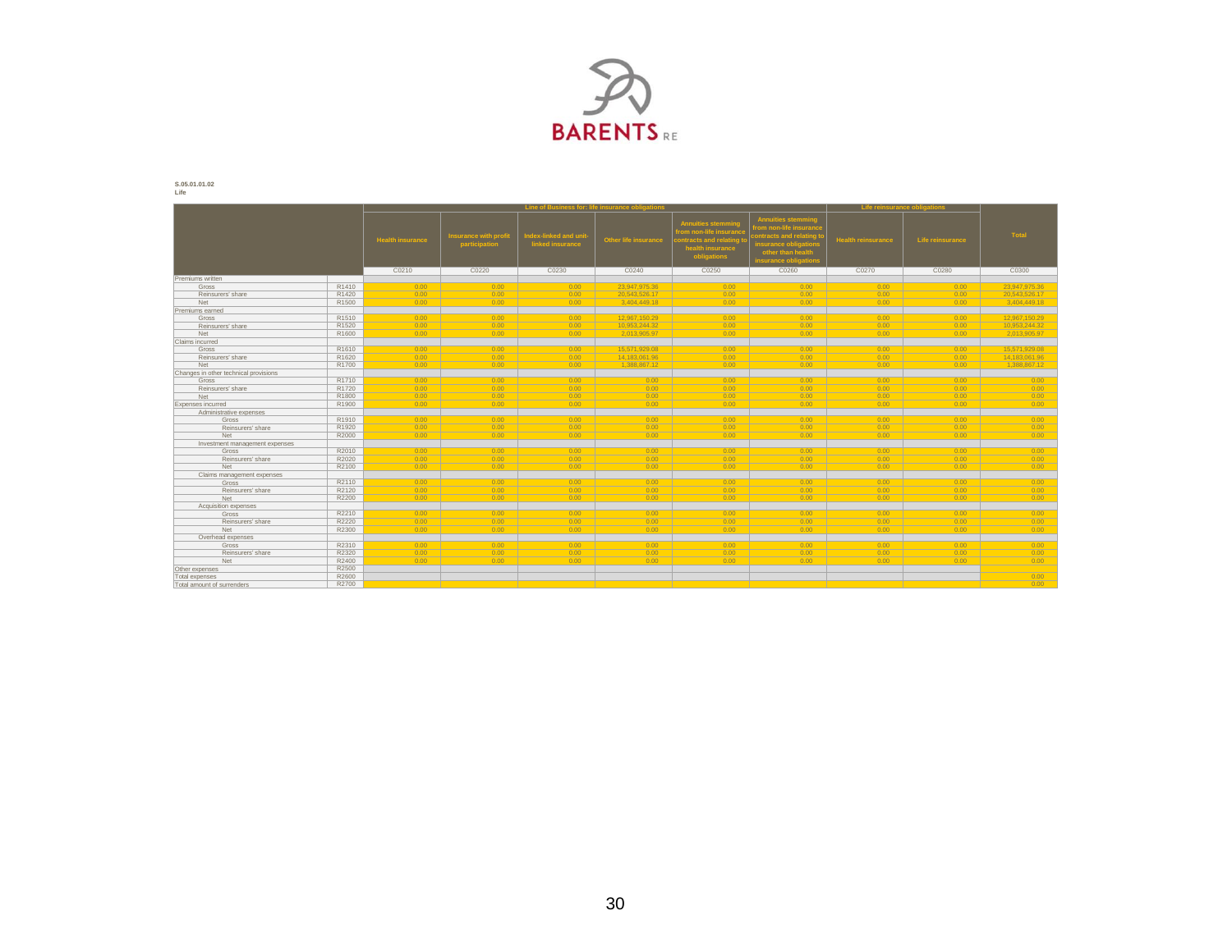S.05.01.01.02
Life

| | | Line of Business for: life insurance obligations | | | | | | Life reinsurance obligations | | Total |
|---|---|---|---|---|---|---|---|---|---|---|
| | | Health insurance | Insurance with profit participation | Index-linked and unit-linked insurance | Other life insurance | Annuities stemming from non-life insurance contracts and relating to health insurance obligations | Annuities stemming from non-life insurance contracts and relating to insurance obligations other than health insurance obligations | Health reinsurance | Life reinsurance | |
| | | C0210 | C0220 | C0230 | C0240 | C0250 | C0260 | C0270 | C0280 | C0300 |
| Premiums written | | | | | | | | | | |
| Gross | R1410 | 0.00 | 0.00 | 0.00 | 23,947,975.36 | 0.00 | 0.00 | 0.00 | 0.00 | 23,947,975.36 |
| Reinsurers' share | R1420 | 0.00 | 0.00 | 0.00 | 20,543,526.17 | 0.00 | 0.00 | 0.00 | 0.00 | 20,543,526.17 |
| Net | R1500 | 0.00 | 0.00 | 0.00 | 3,404,449.18 | 0.00 | 0.00 | 0.00 | 0.00 | 3,404,449.18 |
| Premiums earned | | | | | | | | | | |
| Gross | R1510 | 0.00 | 0.00 | 0.00 | 12,967,150.29 | 0.00 | 0.00 | 0.00 | 0.00 | 12,967,150.29 |
| Reinsurers' share | R1520 | 0.00 | 0.00 | 0.00 | 10,953,244.32 | 0.00 | 0.00 | 0.00 | 0.00 | 10,953,244.32 |
| Net | R1600 | 0.00 | 0.00 | 0.00 | 2,013,905.97 | 0.00 | 0.00 | 0.00 | 0.00 | 2,013,905.97 |
| Claims incurred | | | | | | | | | | |
| Gross | R1610 | 0.00 | 0.00 | 0.00 | 15,571,929.08 | 0.00 | 0.00 | 0.00 | 0.00 | 15,571,929.08 |
| Reinsurers' share | R1620 | 0.00 | 0.00 | 0.00 | 14,183,061.96 | 0.00 | 0.00 | 0.00 | 0.00 | 14,183,061.96 |
| Net | R1700 | 0.00 | 0.00 | 0.00 | 1,388,867.12 | 0.00 | 0.00 | 0.00 | 0.00 | 1,388,867.12 |
| Changes in other technical provisions | | | | | | | | | | |
| Gross | R1710 | 0.00 | 0.00 | 0.00 | 0.00 | 0.00 | 0.00 | 0.00 | 0.00 | 0.00 |
| Reinsurers' share | R1720 | 0.00 | 0.00 | 0.00 | 0.00 | 0.00 | 0.00 | 0.00 | 0.00 | 0.00 |
| Net | R1800 | 0.00 | 0.00 | 0.00 | 0.00 | 0.00 | 0.00 | 0.00 | 0.00 | 0.00 |
| Expenses incurred | R1900 | 0.00 | 0.00 | 0.00 | 0.00 | 0.00 | 0.00 | 0.00 | 0.00 | 0.00 |
| Administrative expenses | | | | | | | | | | |
| Gross | R1910 | 0.00 | 0.00 | 0.00 | 0.00 | 0.00 | 0.00 | 0.00 | 0.00 | 0.00 |
| Reinsurers' share | R1920 | 0.00 | 0.00 | 0.00 | 0.00 | 0.00 | 0.00 | 0.00 | 0.00 | 0.00 |
| Net | R2000 | 0.00 | 0.00 | 0.00 | 0.00 | 0.00 | 0.00 | 0.00 | 0.00 | 0.00 |
| Investment management expenses | | | | | | | | | | |
| Gross | R2010 | 0.00 | 0.00 | 0.00 | 0.00 | 0.00 | 0.00 | 0.00 | 0.00 | 0.00 |
| Reinsurers' share | R2020 | 0.00 | 0.00 | 0.00 | 0.00 | 0.00 | 0.00 | 0.00 | 0.00 | 0.00 |
| Net | R2100 | 0.00 | 0.00 | 0.00 | 0.00 | 0.00 | 0.00 | 0.00 | 0.00 | 0.00 |
| Claims management expenses | | | | | | | | | | |
| Gross | R2110 | 0.00 | 0.00 | 0.00 | 0.00 | 0.00 | 0.00 | 0.00 | 0.00 | 0.00 |
| Reinsurers' share | R2120 | 0.00 | 0.00 | 0.00 | 0.00 | 0.00 | 0.00 | 0.00 | 0.00 | 0.00 |
| Net | R2200 | 0.00 | 0.00 | 0.00 | 0.00 | 0.00 | 0.00 | 0.00 | 0.00 | 0.00 |
| Acquisition expenses | | | | | | | | | | |
| Gross | R2210 | 0.00 | 0.00 | 0.00 | 0.00 | 0.00 | 0.00 | 0.00 | 0.00 | 0.00 |
| Reinsurers' share | R2220 | 0.00 | 0.00 | 0.00 | 0.00 | 0.00 | 0.00 | 0.00 | 0.00 | 0.00 |
| Net | R2300 | 0.00 | 0.00 | 0.00 | 0.00 | 0.00 | 0.00 | 0.00 | 0.00 | 0.00 |
| Overhead expenses | | | | | | | | | | |
| Gross | R2310 | 0.00 | 0.00 | 0.00 | 0.00 | 0.00 | 0.00 | 0.00 | 0.00 | 0.00 |
| Reinsurers' share | R2320 | 0.00 | 0.00 | 0.00 | 0.00 | 0.00 | 0.00 | 0.00 | 0.00 | 0.00 |
| Net | R2400 | 0.00 | 0.00 | 0.00 | 0.00 | 0.00 | 0.00 | 0.00 | 0.00 | 0.00 |
| Other expenses | R2500 | | | | | | | | | |
| Total expenses | R2600 | | | | | | | | | 0.00 |
| Total amount of surrenders | R2700 | | | | | | | | | 0.00 |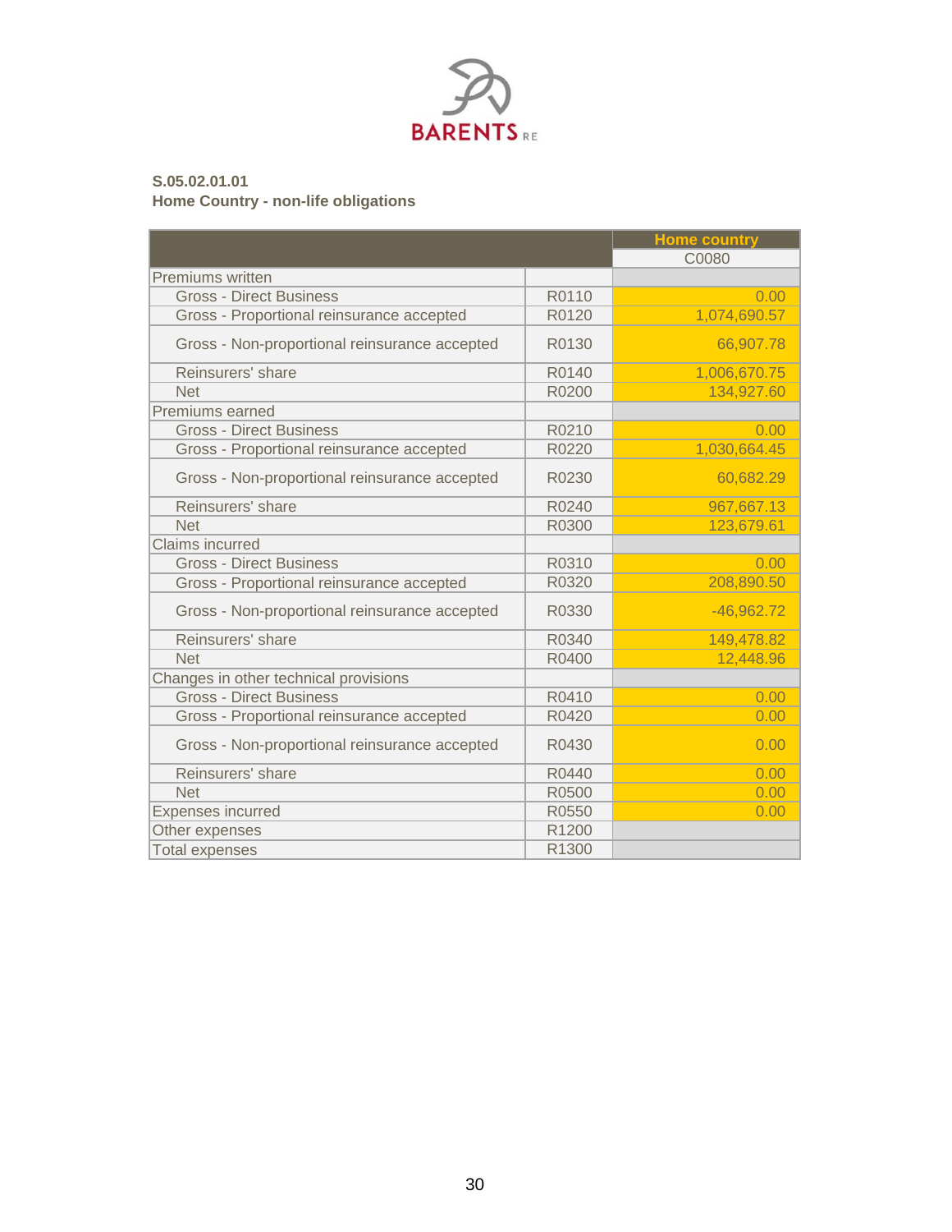**S.05.02.01.01**
**Home Country - non-life obligations**

| | | Home country |
|---|---|---|
| | | C0080 |
| Premiums written | | |
| Gross - Direct Business | R0110 | 0.00 |
| Gross - Proportional reinsurance accepted | R0120 | 1,074,690.57 |
| Gross - Non-proportional reinsurance accepted | R0130 | 66,907.78 |
| Reinsurers' share | R0140 | 1,006,670.75 |
| Net | R0200 | 134,927.60 |
| Premiums earned | | |
| Gross - Direct Business | R0210 | 0.00 |
| Gross - Proportional reinsurance accepted | R0220 | 1,030,664.45 |
| Gross - Non-proportional reinsurance accepted | R0230 | 60,682.29 |
| Reinsurers' share | R0240 | 967,667.13 |
| Net | R0300 | 123,679.61 |
| Claims incurred | | |
| Gross - Direct Business | R0310 | 0.00 |
| Gross - Proportional reinsurance accepted | R0320 | 208,890.50 |
| Gross - Non-proportional reinsurance accepted | R0330 | -46,962.72 |
| Reinsurers' share | R0340 | 149,478.82 |
| Net | R0400 | 12,448.96 |
| Changes in other technical provisions | | |
| Gross - Direct Business | R0410 | 0.00 |
| Gross - Proportional reinsurance accepted | R0420 | 0.00 |
| Gross - Non-proportional reinsurance accepted | R0430 | 0.00 |
| Reinsurers' share | R0440 | 0.00 |
| Net | R0500 | 0.00 |
| Expenses incurred | R0550 | 0.00 |
| Other expenses | R1200 | |
| Total expenses | R1300 | |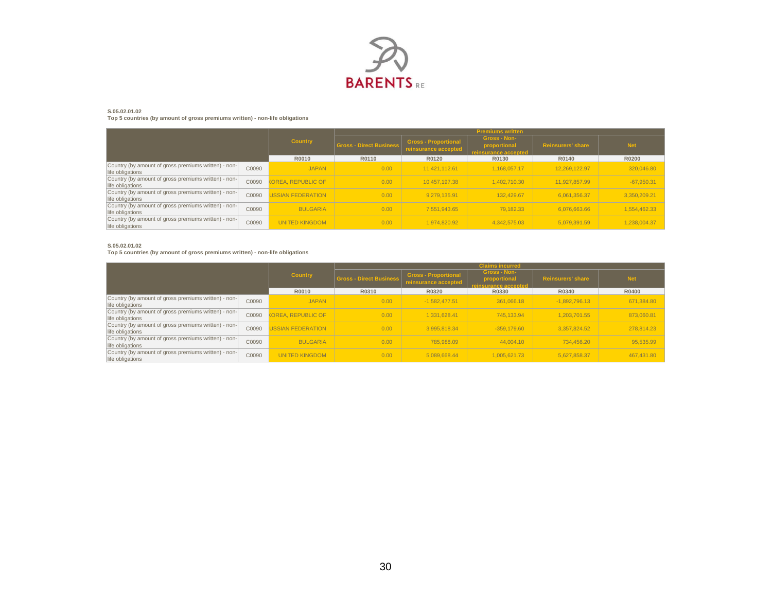S.05.02.01.02
**Top 5 countries (by amount of gross premiums written) - non-life obligations**

| | | Country | Premiums written | | | | |
|---|---|---|---|---|---|---|---|
| | | | Gross - Direct Business | Gross - Proportional reinsurance accepted | Gross - Non-proportional reinsurance accepted | Reinsurers' share | Net |
| | | R0010 | R0110 | R0120 | R0130 | R0140 | R0200 |
| Country (by amount of gross premiums written) - non-life obligations | C0090 | JAPAN | 0.00 | 11,421,112.61 | 1,168,057.17 | 12,269,122.97 | 320,046.80 |
| Country (by amount of gross premiums written) - non-life obligations | C0090 | KOREA, REPUBLIC OF | 0.00 | 10,457,197.38 | 1,402,710.30 | 11,927,857.99 | -67,950.31 |
| Country (by amount of gross premiums written) - non-life obligations | C0090 | RUSSIAN FEDERATION | 0.00 | 9,279,135.91 | 132,429.67 | 6,061,356.37 | 3,350,209.21 |
| Country (by amount of gross premiums written) - non-life obligations | C0090 | BULGARIA | 0.00 | 7,551,943.65 | 79,182.33 | 6,076,663.66 | 1,554,462.33 |
| Country (by amount of gross premiums written) - non-life obligations | C0090 | UNITED KINGDOM | 0.00 | 1,974,820.92 | 4,342,575.03 | 5,079,391.59 | 1,238,004.37 |

S.05.02.01.02
**Top 5 countries (by amount of gross premiums written) - non-life obligations**

| | | Country | Claims incurred | | | | |
|---|---|---|---|---|---|---|---|
| | | | Gross - Direct Business | Gross - Proportional reinsurance accepted | Gross - Non-proportional reinsurance accepted | Reinsurers' share | Net |
| | | R0010 | R0310 | R0320 | R0330 | R0340 | R0400 |
| Country (by amount of gross premiums written) - non-life obligations | C0090 | JAPAN | 0.00 | -1,582,477.51 | 361,066.18 | -1,892,796.13 | 671,384.80 |
| Country (by amount of gross premiums written) - non-life obligations | C0090 | KOREA, REPUBLIC OF | 0.00 | 1,331,628.41 | 745,133.94 | 1,203,701.55 | 873,060.81 |
| Country (by amount of gross premiums written) - non-life obligations | C0090 | RUSSIAN FEDERATION | 0.00 | 3,995,818.34 | -359,179.60 | 3,357,824.52 | 278,814.23 |
| Country (by amount of gross premiums written) - non-life obligations | C0090 | BULGARIA | 0.00 | 785,988.09 | 44,004.10 | 734,456.20 | 95,535.99 |
| Country (by amount of gross premiums written) - non-life obligations | C0090 | UNITED KINGDOM | 0.00 | 5,089,668.44 | 1,005,621.73 | 5,627,858.37 | 467,431.80 |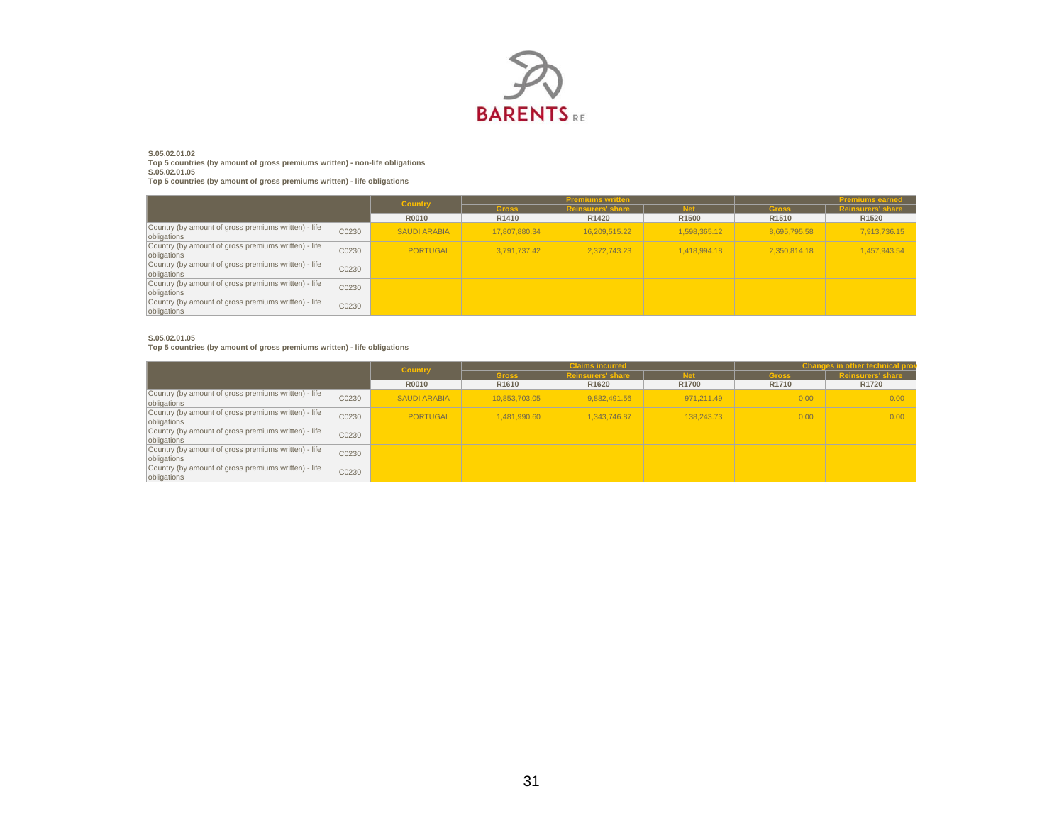**S.05.02.01.02**
**Top 5 countries (by amount of gross premiums written) - non-life obligations**
**S.05.02.01.05**
**Top 5 countries (by amount of gross premiums written) - life obligations**

| | | Country | Premiums written | | | Premiums earned | |
|---|---|---|---|---|---|---|---|
| | | | Gross | Reinsurers' share | Net | Gross | Reinsurers' share |
| | | R0010 | R1410 | R1420 | R1500 | R1510 | R1520 |
| Country (by amount of gross premiums written) - life obligations | C0230 | SAUDI ARABIA | 17,807,880.34 | 16,209,515.22 | 1,598,365.12 | 8,695,795.58 | 7,913,736.15 |
| Country (by amount of gross premiums written) - life obligations | C0230 | PORTUGAL | 3,791,737.42 | 2,372,743.23 | 1,418,994.18 | 2,350,814.18 | 1,457,943.54 |
| Country (by amount of gross premiums written) - life obligations | C0230 | | | | | | |
| Country (by amount of gross premiums written) - life obligations | C0230 | | | | | | |
| Country (by amount of gross premiums written) - life obligations | C0230 | | | | | | |

**S.05.02.01.05**
**Top 5 countries (by amount of gross premiums written) - life obligations**

| | | Country | Claims incurred | | | Changes in other technical prov | |
|---|---|---|---|---|---|---|---|
| | | | Gross | Reinsurers' share | Net | Gross | Reinsurers' share |
| | | R0010 | R1610 | R1620 | R1700 | R1710 | R1720 |
| Country (by amount of gross premiums written) - life obligations | C0230 | SAUDI ARABIA | 10,853,703.05 | 9,882,491.56 | 971,211.49 | 0.00 | 0.00 |
| Country (by amount of gross premiums written) - life obligations | C0230 | PORTUGAL | 1,481,990.60 | 1,343,746.87 | 138,243.73 | 0.00 | 0.00 |
| Country (by amount of gross premiums written) - life obligations | C0230 | | | | | | |
| Country (by amount of gross premiums written) - life obligations | C0230 | | | | | | |
| Country (by amount of gross premiums written) - life obligations | C0230 | | | | | | |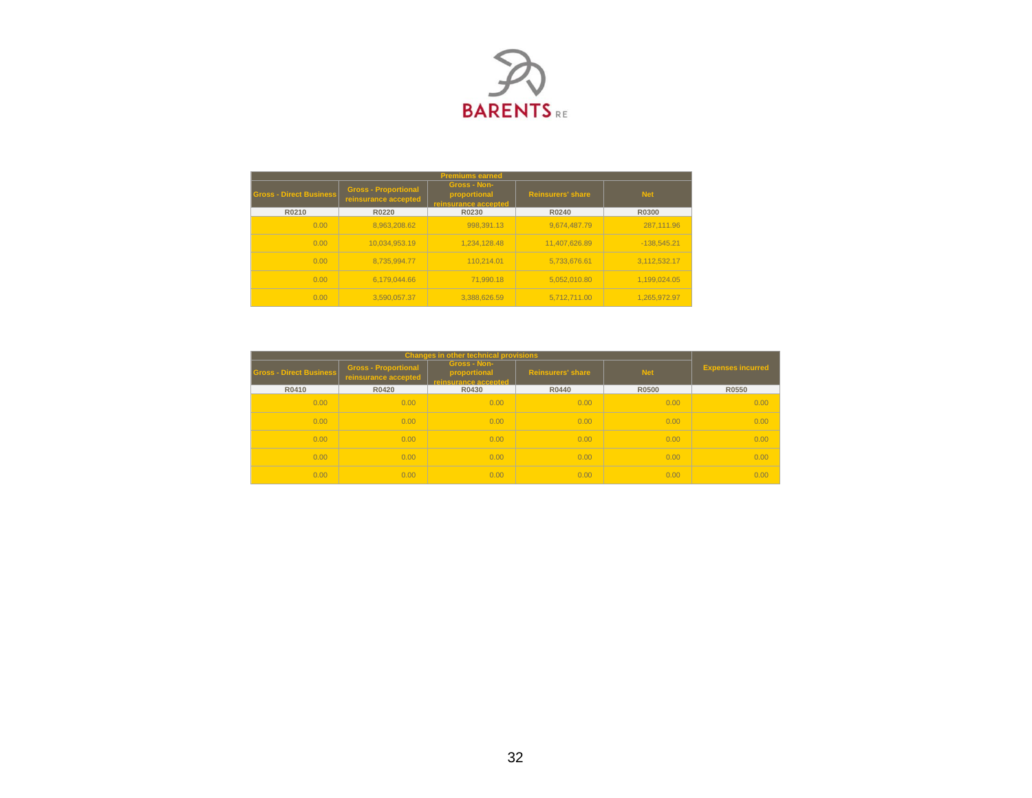| Premiums earned | | | | |
|---|---|---|---|---|
| Gross - Direct Business | Gross - Proportional reinsurance accepted | Gross - Non-proportional reinsurance accepted | Reinsurers' share | Net |
| R0210 | R0220 | R0230 | R0240 | R0300 |
| 0.00 | 8,963,208.62 | 998,391.13 | 9,674,487.79 | 287,111.96 |
| 0.00 | 10,034,953.19 | 1,234,128.48 | 11,407,626.89 | -138,545.21 |
| 0.00 | 8,735,994.77 | 110,214.01 | 5,733,676.61 | 3,112,532.17 |
| 0.00 | 6,179,044.66 | 71,990.18 | 5,052,010.80 | 1,199,024.05 |
| 0.00 | 3,590,057.37 | 3,388,626.59 | 5,712,711.00 | 1,265,972.97 |

| Changes in other technical provisions | | | | | Expenses incurred |
|---|---|---|---|---|---|
| Gross - Direct Business | Gross - Proportional reinsurance accepted | Gross - Non-proportional reinsurance accepted | Reinsurers' share | Net | |
| R0410 | R0420 | R0430 | R0440 | R0500 | R0550 |
| 0.00 | 0.00 | 0.00 | 0.00 | 0.00 | 0.00 |
| 0.00 | 0.00 | 0.00 | 0.00 | 0.00 | 0.00 |
| 0.00 | 0.00 | 0.00 | 0.00 | 0.00 | 0.00 |
| 0.00 | 0.00 | 0.00 | 0.00 | 0.00 | 0.00 |
| 0.00 | 0.00 | 0.00 | 0.00 | 0.00 | 0.00 |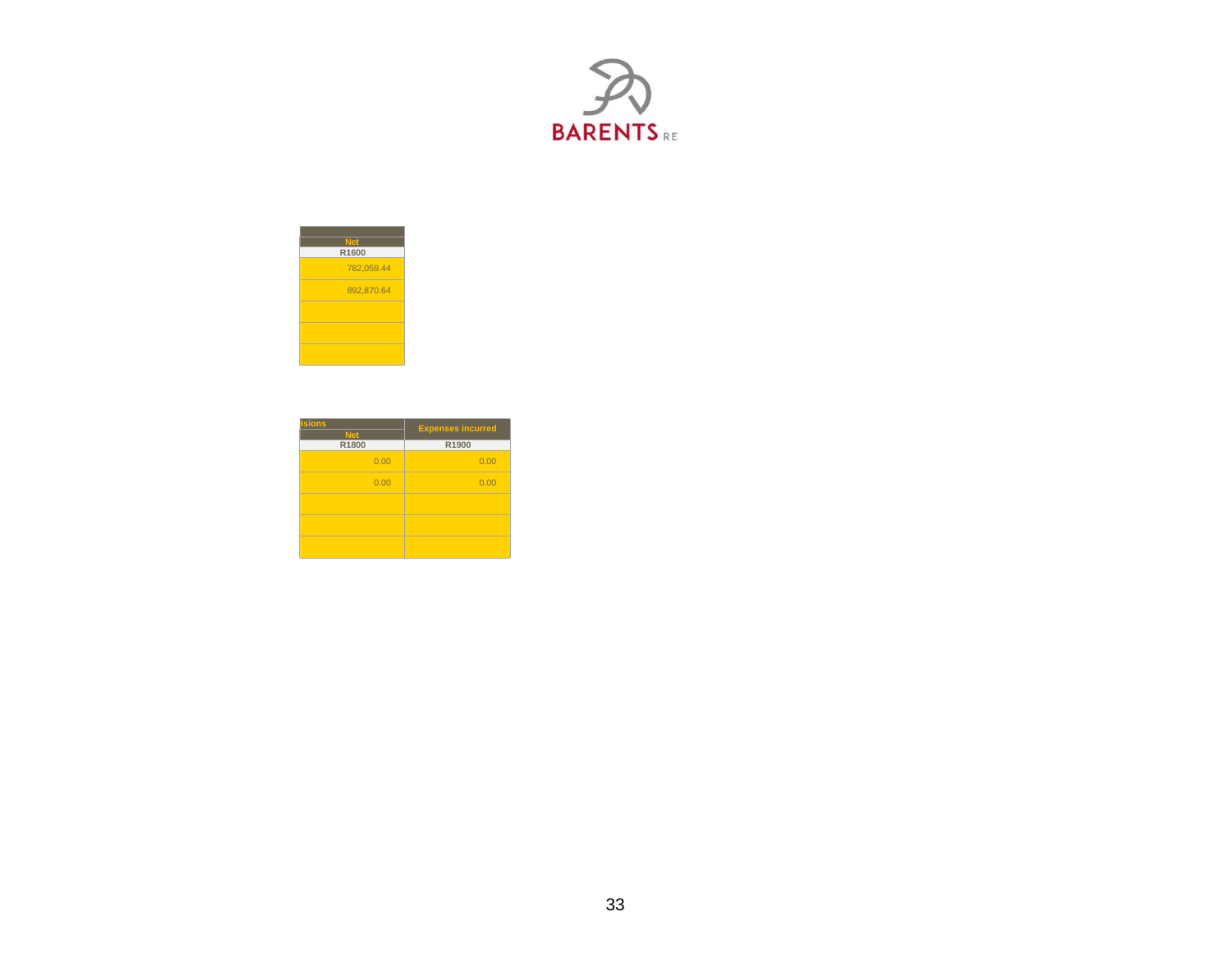| Net |
| --- |
| R1600 |
| 782,059.44 |
| 892,870.64 |
| |
| |
| |

| isions | Expenses incurred |
| --- | --- |
| Net | |
| R1800 | R1900 |
| 0.00 | 0.00 |
| 0.00 | 0.00 |
| | |
| | |
| | |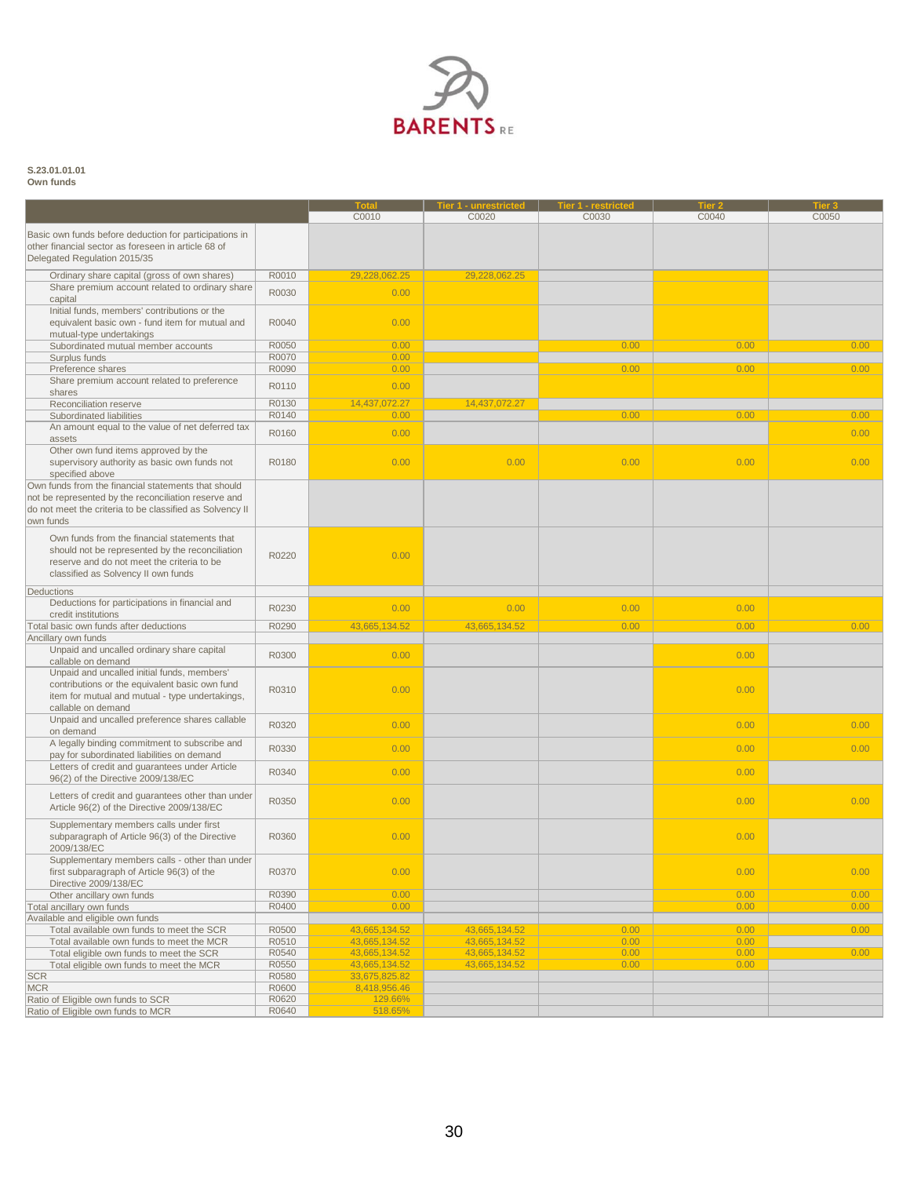**S.23.01.01**
**Own funds**

| | | Total | Tier 1 - unrestricted | Tier 1 - restricted | Tier 2 | Tier 3 |
|---|---|---|---|---|---|---|
| | | C0010 | C0020 | C0030 | C0040 | C0050 |
| Basic own funds before deduction for participations in other financial sector as foreseen in article 68 of Delegated Regulation 2015/35 | | | | | | |
| Ordinary share capital (gross of own shares) | R0010 | 29,228,062.25 | 29,228,062.25 | | | |
| Share premium account related to ordinary share capital | R0030 | 0.00 | | | | |
| Initial funds, members' contributions or the equivalent basic own - fund item for mutual and mutual-type undertakings | R0040 | 0.00 | | | | |
| Subordinated mutual member accounts | R0050 | 0.00 | | 0.00 | 0.00 | 0.00 |
| Surplus funds | R0070 | 0.00 | | | | |
| Preference shares | R0090 | 0.00 | | 0.00 | 0.00 | 0.00 |
| Share premium account related to preference shares | R0110 | 0.00 | | | | |
| Reconciliation reserve | R0130 | 14,437,072.27 | 14,437,072.27 | | | |
| Subordinated liabilities | R0140 | 0.00 | | 0.00 | 0.00 | 0.00 |
| An amount equal to the value of net deferred tax assets | R0160 | 0.00 | | | | 0.00 |
| Other own fund items approved by the supervisory authority as basic own funds not specified above | R0180 | 0.00 | 0.00 | 0.00 | 0.00 | 0.00 |
| Own funds from the financial statements that should not be represented by the reconciliation reserve and do not meet the criteria to be classified as Solvency II own funds | | | | | | |
| Own funds from the financial statements that should not be represented by the reconciliation reserve and do not meet the criteria to be classified as Solvency II own funds | R0220 | 0.00 | | | | |
| Deductions | | | | | | |
| Deductions for participations in financial and credit institutions | R0230 | 0.00 | 0.00 | 0.00 | 0.00 | |
| Total basic own funds after deductions | R0290 | 43,665,134.52 | 43,665,134.52 | 0.00 | 0.00 | 0.00 |
| Ancillary own funds | | | | | | |
| Unpaid and uncalled ordinary share capital callable on demand | R0300 | 0.00 | | | 0.00 | |
| Unpaid and uncalled initial funds, members' contributions or the equivalent basic own fund item for mutual and mutual - type undertakings, callable on demand | R0310 | 0.00 | | | 0.00 | |
| Unpaid and uncalled preference shares callable on demand | R0320 | 0.00 | | | 0.00 | 0.00 |
| A legally binding commitment to subscribe and pay for subordinated liabilities on demand | R0330 | 0.00 | | | 0.00 | 0.00 |
| Letters of credit and guarantees under Article 96(2) of the Directive 2009/138/EC | R0340 | 0.00 | | | 0.00 | |
| Letters of credit and guarantees other than under Article 96(2) of the Directive 2009/138/EC | R0350 | 0.00 | | | 0.00 | 0.00 |
| Supplementary members calls under first subparagraph of Article 96(3) of the Directive 2009/138/EC | R0360 | 0.00 | | | 0.00 | |
| Supplementary members calls - other than under first subparagraph of Article 96(3) of the Directive 2009/138/EC | R0370 | 0.00 | | | 0.00 | 0.00 |
| Other ancillary own funds | R0390 | 0.00 | | | 0.00 | 0.00 |
| Total ancillary own funds | R0400 | 0.00 | | | 0.00 | 0.00 |
| Available and eligible own funds | | | | | | |
| Total available own funds to meet the SCR | R0500 | 43,665,134.52 | 43,665,134.52 | 0.00 | 0.00 | 0.00 |
| Total available own funds to meet the MCR | R0510 | 43,665,134.52 | 43,665,134.52 | 0.00 | 0.00 | |
| Total eligible own funds to meet the SCR | R0540 | 43,665,134.52 | 43,665,134.52 | 0.00 | 0.00 | 0.00 |
| Total eligible own funds to meet the MCR | R0550 | 43,665,134.52 | 43,665,134.52 | 0.00 | 0.00 | |
| SCR | R0580 | 33,675,825.82 | | | | |
| MCR | R0600 | 8,418,956.46 | | | | |
| Ratio of Eligible own funds to SCR | R0620 | 129.66% | | | | |
| Ratio of Eligible own funds to MCR | R0640 | 518.65% | | | | |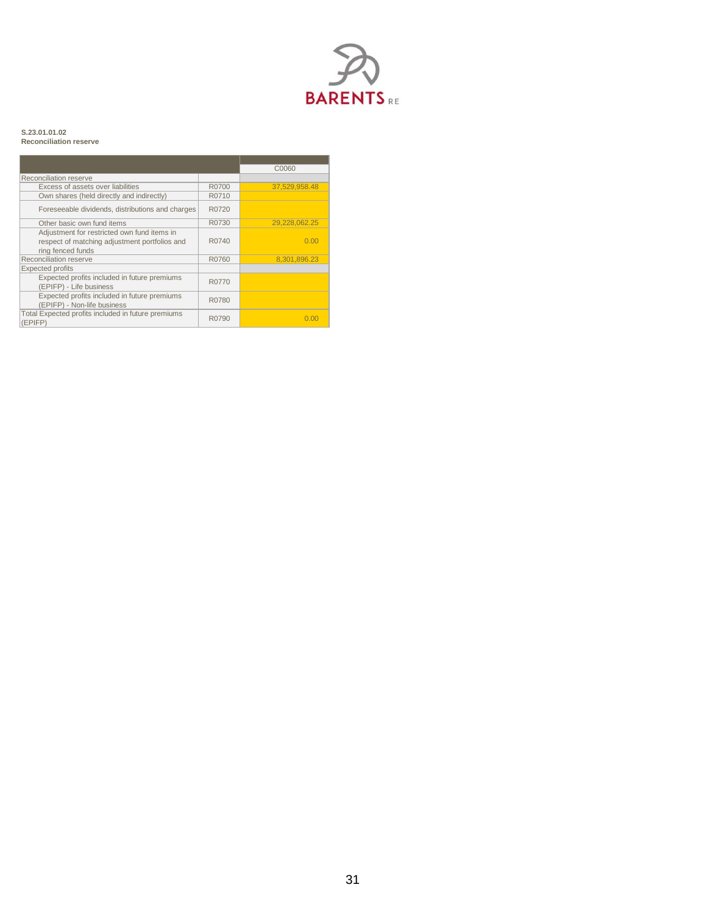**S.23.01.01.02**
**Reconciliation reserve**

| | | C0060 |
|---|---|---|
| Reconciliation reserve | | |
| Excess of assets over liabilities | R0700 | 37,529,958.48 |
| Own shares (held directly and indirectly) | R0710 | |
| Foreseeable dividends, distributions and charges | R0720 | |
| Other basic own fund items | R0730 | 29,228,062.25 |
| Adjustment for restricted own fund items in respect of matching adjustment portfolios and ring fenced funds | R0740 | 0.00 |
| Reconciliation reserve | R0760 | 8,301,896.23 |
| Expected profits | | |
| Expected profits included in future premiums (EPIFP) - Life business | R0770 | |
| Expected profits included in future premiums (EPIFP) - Non-life business | R0780 | |
| Total Expected profits included in future premiums (EPIFP) | R0790 | 0.00 |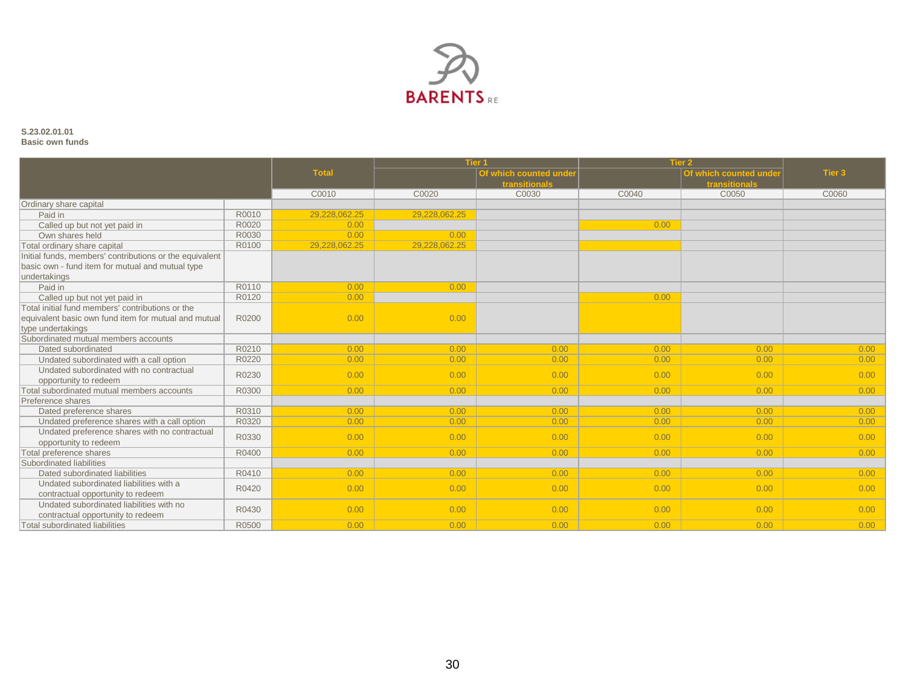**S.23.02.01.01**
**Basic own funds**

| | | Total | Tier 1 | Tier 1 | Tier 2 | Tier 2 | Tier 3 |
|---|---|---|---|---|---|---|---|
| | | | | Of which counted under transitionals | | Of which counted under transitionals | |
| | | C0010 | C0020 | C0030 | C0040 | C0050 | C0060 |
| Ordinary share capital | | | | | | | |
| Paid in | R0010 | 29,228,062.25 | 29,228,062.25 | | | | |
| Called up but not yet paid in | R0020 | 0.00 | | | 0.00 | | |
| Own shares held | R0030 | 0.00 | 0.00 | | | | |
| Total ordinary share capital | R0100 | 29,228,062.25 | 29,228,062.25 | | | | |
| Initial funds, members' contributions or the equivalent basic own - fund item for mutual and mutual type undertakings | | | | | | | |
| Paid in | R0110 | 0.00 | 0.00 | | | | |
| Called up but not yet paid in | R0120 | 0.00 | | | 0.00 | | |
| Total initial fund members' contributions or the equivalent basic own fund item for mutual and mutual type undertakings | R0200 | 0.00 | 0.00 | | | | |
| Subordinated mutual members accounts | | | | | | | |
| Dated subordinated | R0210 | 0.00 | 0.00 | 0.00 | 0.00 | 0.00 | 0.00 |
| Undated subordinated with a call option | R0220 | 0.00 | 0.00 | 0.00 | 0.00 | 0.00 | 0.00 |
| Undated subordinated with no contractual opportunity to redeem | R0230 | 0.00 | 0.00 | 0.00 | 0.00 | 0.00 | 0.00 |
| Total subordinated mutual members accounts | R0300 | 0.00 | 0.00 | 0.00 | 0.00 | 0.00 | 0.00 |
| Preference shares | | | | | | | |
| Dated preference shares | R0310 | 0.00 | 0.00 | 0.00 | 0.00 | 0.00 | 0.00 |
| Undated preference shares with a call option | R0320 | 0.00 | 0.00 | 0.00 | 0.00 | 0.00 | 0.00 |
| Undated preference shares with no contractual opportunity to redeem | R0330 | 0.00 | 0.00 | 0.00 | 0.00 | 0.00 | 0.00 |
| Total preference shares | R0400 | 0.00 | 0.00 | 0.00 | 0.00 | 0.00 | 0.00 |
| Subordinated liabilities | | | | | | | |
| Dated subordinated liabilities | R0410 | 0.00 | 0.00 | 0.00 | 0.00 | 0.00 | 0.00 |
| Undated subordinated liabilities with a contractual opportunity to redeem | R0420 | 0.00 | 0.00 | 0.00 | 0.00 | 0.00 | 0.00 |
| Undated subordinated liabilities with no contractual opportunity to redeem | R0430 | 0.00 | 0.00 | 0.00 | 0.00 | 0.00 | 0.00 |
| Total subordinated liabilities | R0500 | 0.00 | 0.00 | 0.00 | 0.00 | 0.00 | 0.00 |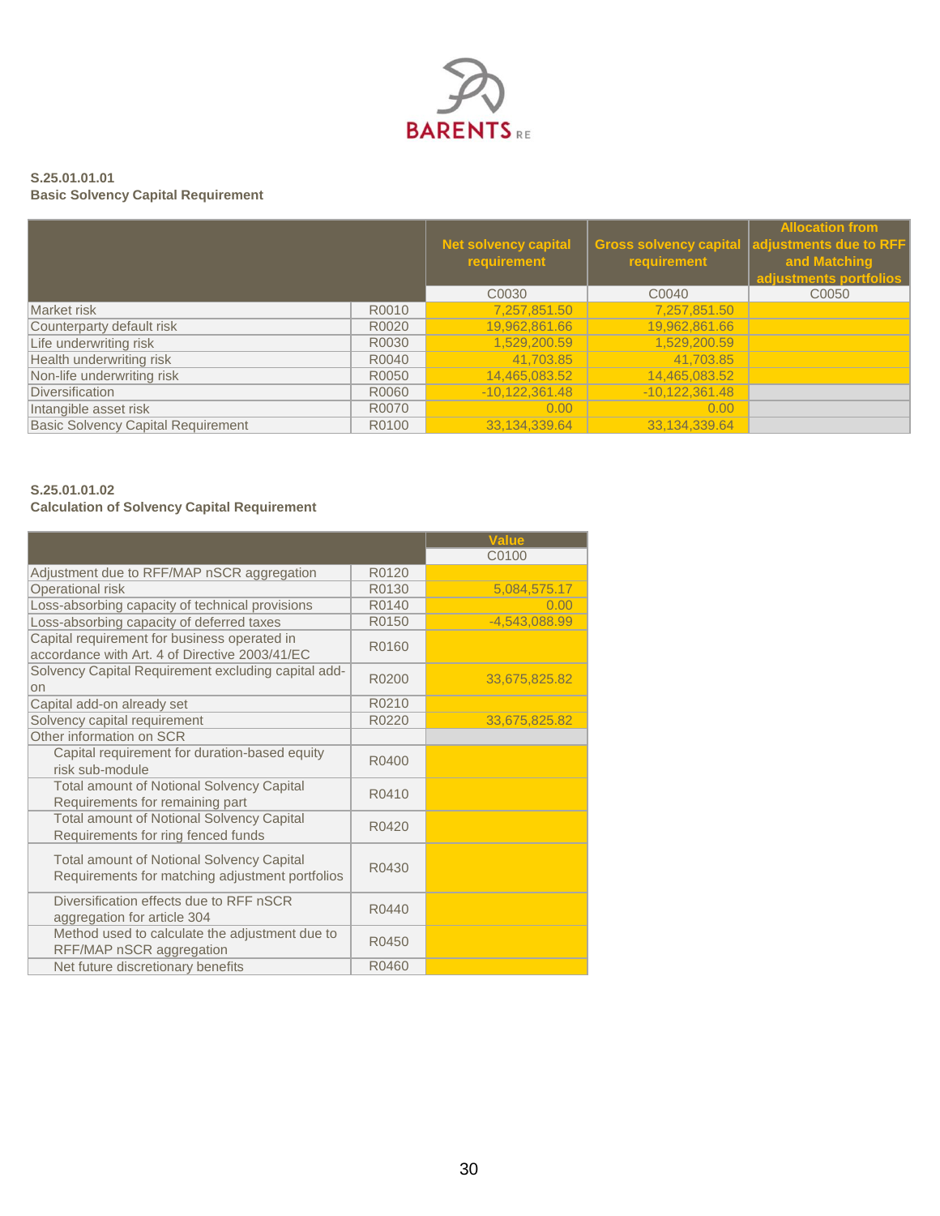**S.25.01.01.01**
**Basic Solvency Capital Requirement**

| | | Net solvency capital requirement | Gross solvency capital requirement | Allocation from adjustments due to RFF and Matching adjustments portfolios |
|---|---|---|---|---|
| | | C0030 | C0040 | C0050 |
| Market risk | R0010 | 7,257,851.50 | 7,257,851.50 | |
| Counterparty default risk | R0020 | 19,962,861.66 | 19,962,861.66 | |
| Life underwriting risk | R0030 | 1,529,200.59 | 1,529,200.59 | |
| Health underwriting risk | R0040 | 41,703.85 | 41,703.85 | |
| Non-life underwriting risk | R0050 | 14,465,083.52 | 14,465,083.52 | |
| Diversification | R0060 | -10,122,361.48 | -10,122,361.48 | |
| Intangible asset risk | R0070 | 0.00 | 0.00 | |
| Basic Solvency Capital Requirement | R0100 | 33,134,339.64 | 33,134,339.64 | |

**S.25.01.01.02**
**Calculation of Solvency Capital Requirement**

| | | Value |
|---|---|---|
| | | C0100 |
| Adjustment due to RFF/MAP nSCR aggregation | R0120 | |
| Operational risk | R0130 | 5,084,575.17 |
| Loss-absorbing capacity of technical provisions | R0140 | 0.00 |
| Loss-absorbing capacity of deferred taxes | R0150 | -4,543,088.99 |
| Capital requirement for business operated in accordance with Art. 4 of Directive 2003/41/EC | R0160 | |
| Solvency Capital Requirement excluding capital add-on | R0200 | 33,675,825.82 |
| Capital add-on already set | R0210 | |
| Solvency capital requirement | R0220 | 33,675,825.82 |
| Other information on SCR | | |
| Capital requirement for duration-based equity risk sub-module | R0400 | |
| Total amount of Notional Solvency Capital Requirements for remaining part | R0410 | |
| Total amount of Notional Solvency Capital Requirements for ring fenced funds | R0420 | |
| Total amount of Notional Solvency Capital Requirements for matching adjustment portfolios | R0430 | |
| Diversification effects due to RFF nSCR aggregation for article 304 | R0440 | |
| Method used to calculate the adjustment due to RFF/MAP nSCR aggregation | R0450 | |
| Net future discretionary benefits | R0460 | |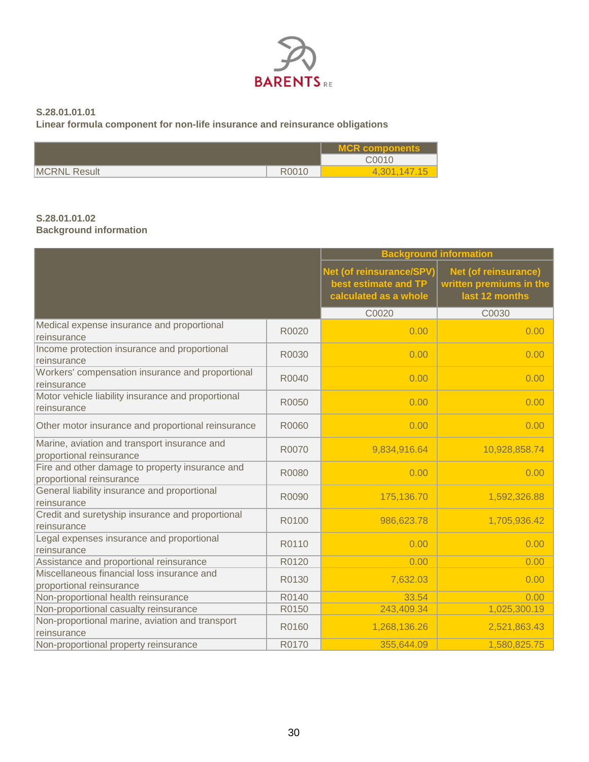**S.28.01.01.01**
**Linear formula component for non-life insurance and reinsurance obligations**

| | | MCR components |
|---|---|---|
| | | C0010 |
| MCRNL Result | R0010 | 4,301,147.15 |

**S.28.01.01.02**
**Background information**

| | | Background information | |
|---|---|---|---|
| | | Net (of reinsurance/SPV) best estimate and TP calculated as a whole | Net (of reinsurance) written premiums in the last 12 months |
| | | C0020 | C0030 |
| Medical expense insurance and proportional reinsurance | R0020 | 0.00 | 0.00 |
| Income protection insurance and proportional reinsurance | R0030 | 0.00 | 0.00 |
| Workers' compensation insurance and proportional reinsurance | R0040 | 0.00 | 0.00 |
| Motor vehicle liability insurance and proportional reinsurance | R0050 | 0.00 | 0.00 |
| Other motor insurance and proportional reinsurance | R0060 | 0.00 | 0.00 |
| Marine, aviation and transport insurance and proportional reinsurance | R0070 | 9,834,916.64 | 10,928,858.74 |
| Fire and other damage to property insurance and proportional reinsurance | R0080 | 0.00 | 0.00 |
| General liability insurance and proportional reinsurance | R0090 | 175,136.70 | 1,592,326.88 |
| Credit and suretyship insurance and proportional reinsurance | R0100 | 986,623.78 | 1,705,936.42 |
| Legal expenses insurance and proportional reinsurance | R0110 | 0.00 | 0.00 |
| Assistance and proportional reinsurance | R0120 | 0.00 | 0.00 |
| Miscellaneous financial loss insurance and proportional reinsurance | R0130 | 7,632.03 | 0.00 |
| Non-proportional health reinsurance | R0140 | 33.54 | 0.00 |
| Non-proportional casualty reinsurance | R0150 | 243,409.34 | 1,025,300.19 |
| Non-proportional marine, aviation and transport reinsurance | R0160 | 1,268,136.26 | 2,521,863.43 |
| Non-proportional property reinsurance | R0170 | 355,644.09 | 1,580,825.75 |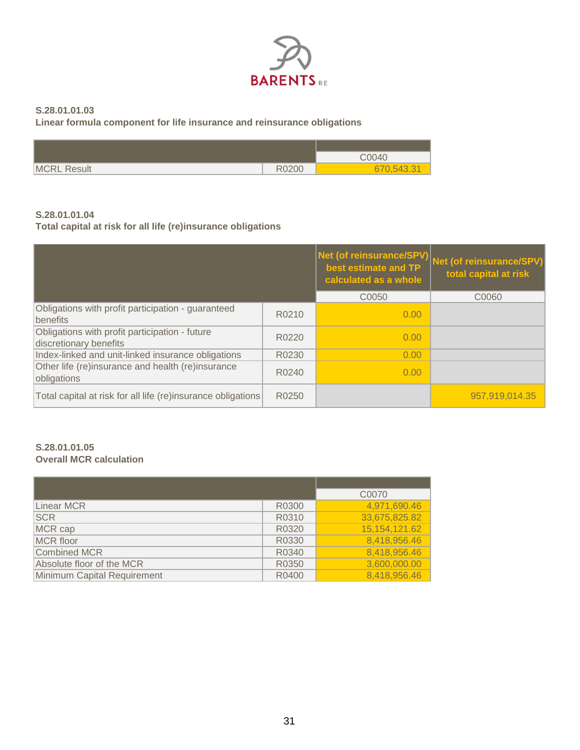**S.28.01.01.03**
**Linear formula component for life insurance and reinsurance obligations**

| | | |
|---|---|---|
| | | C0040 |
| MCRL Result | R0200 | 670,543.31 |

**S.28.01.01.04**
**Total capital at risk for all life (re)insurance obligations**

| | | Net (of reinsurance/SPV) best estimate and TP calculated as a whole | Net (of reinsurance/SPV) total capital at risk |
|---|---|---|---|
| | | C0050 | C0060 |
| Obligations with profit participation - guaranteed benefits | R0210 | 0.00 | |
| Obligations with profit participation - future discretionary benefits | R0220 | 0.00 | |
| Index-linked and unit-linked insurance obligations | R0230 | 0.00 | |
| Other life (re)insurance and health (re)insurance obligations | R0240 | 0.00 | |
| Total capital at risk for all life (re)insurance obligations | R0250 | | 957,919,014.35 |

**S.28.01.01.05**
**Overall MCR calculation**

| | | |
|---|---|---|
| | | C0070 |
| Linear MCR | R0300 | 4,971,690.46 |
| SCR | R0310 | 33,675,825.82 |
| MCR cap | R0320 | 15,154,121.62 |
| MCR floor | R0330 | 8,418,956.46 |
| Combined MCR | R0340 | 8,418,956.46 |
| Absolute floor of the MCR | R0350 | 3,600,000.00 |
| Minimum Capital Requirement | R0400 | 8,418,956.46 |